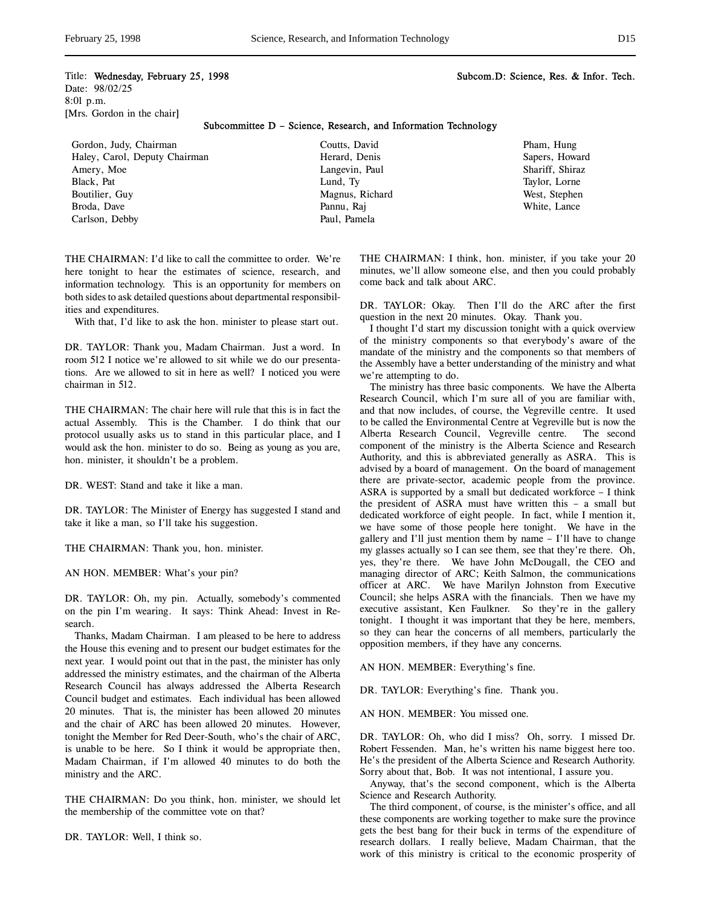Title: **Wednesday, February 25, 1998** **Subcom.D: Science, Res. & Infor. Tech.**
Date: 98/02/25
8:01 p.m.
[Mrs. Gordon in the chair]

## Subcommittee D – Science, Research, and Information Technology

Gordon, Judy, Chairman
Haley, Carol, Deputy Chairman
Amery, Moe
Black, Pat
Boutilier, Guy
Broda, Dave
Carlson, Debby
Coutts, David
Herard, Denis
Langevin, Paul
Lund, Ty
Magnus, Richard
Pannu, Raj
Paul, Pamela
Pham, Hung
Sapers, Howard
Shariff, Shiraz
Taylor, Lorne
West, Stephen
White, Lance

THE CHAIRMAN: I'd like to call the committee to order. We're here tonight to hear the estimates of science, research, and information technology. This is an opportunity for members on both sides to ask detailed questions about departmental responsibilities and expenditures.

With that, I'd like to ask the hon. minister to please start out.

DR. TAYLOR: Thank you, Madam Chairman. Just a word. In room 512 I notice we're allowed to sit while we do our presentations. Are we allowed to sit in here as well? I noticed you were chairman in 512.

THE CHAIRMAN: The chair here will rule that this is in fact the actual Assembly. This is the Chamber. I do think that our protocol usually asks us to stand in this particular place, and I would ask the hon. minister to do so. Being as young as you are, hon. minister, it shouldn't be a problem.

DR. WEST: Stand and take it like a man.

DR. TAYLOR: The Minister of Energy has suggested I stand and take it like a man, so I'll take his suggestion.

THE CHAIRMAN: Thank you, hon. minister.

AN HON. MEMBER: What's your pin?

DR. TAYLOR: Oh, my pin. Actually, somebody's commented on the pin I'm wearing. It says: Think Ahead: Invest in Research.

Thanks, Madam Chairman. I am pleased to be here to address the House this evening and to present our budget estimates for the next year. I would point out that in the past, the minister has only addressed the ministry estimates, and the chairman of the Alberta Research Council has always addressed the Alberta Research Council budget and estimates. Each individual has been allowed 20 minutes. That is, the minister has been allowed 20 minutes and the chair of ARC has been allowed 20 minutes. However, tonight the Member for Red Deer-South, who's the chair of ARC, is unable to be here. So I think it would be appropriate then, Madam Chairman, if I'm allowed 40 minutes to do both the ministry and the ARC.

THE CHAIRMAN: Do you think, hon. minister, we should let the membership of the committee vote on that?

DR. TAYLOR: Well, I think so.

THE CHAIRMAN: I think, hon. minister, if you take your 20 minutes, we'll allow someone else, and then you could probably come back and talk about ARC.

DR. TAYLOR: Okay. Then I'll do the ARC after the first question in the next 20 minutes. Okay. Thank you.

I thought I'd start my discussion tonight with a quick overview of the ministry components so that everybody's aware of the mandate of the ministry and the components so that members of the Assembly have a better understanding of the ministry and what we're attempting to do.

The ministry has three basic components. We have the Alberta Research Council, which I'm sure all of you are familiar with, and that now includes, of course, the Vegreville centre. It used to be called the Environmental Centre at Vegreville but is now the Alberta Research Council, Vegreville centre. The second component of the ministry is the Alberta Science and Research Authority, and this is abbreviated generally as ASRA. This is advised by a board of management. On the board of management there are private-sector, academic people from the province. ASRA is supported by a small but dedicated workforce – I think the president of ASRA must have written this – a small but dedicated workforce of eight people. In fact, while I mention it, we have some of those people here tonight. We have in the gallery and I'll just mention them by name – I'll have to change my glasses actually so I can see them, see that they're there. Oh, yes, they're there. We have John McDougall, the CEO and managing director of ARC; Keith Salmon, the communications officer at ARC. We have Marilyn Johnston from Executive Council; she helps ASRA with the financials. Then we have my executive assistant, Ken Faulkner. So they're in the gallery tonight. I thought it was important that they be here, members, so they can hear the concerns of all members, particularly the opposition members, if they have any concerns.

AN HON. MEMBER: Everything's fine.

DR. TAYLOR: Everything's fine. Thank you.

AN HON. MEMBER: You missed one.

DR. TAYLOR: Oh, who did I miss? Oh, sorry. I missed Dr. Robert Fessenden. Man, he's written his name biggest here too. He's the president of the Alberta Science and Research Authority. Sorry about that, Bob. It was not intentional, I assure you.

Anyway, that's the second component, which is the Alberta Science and Research Authority.

The third component, of course, is the minister's office, and all these components are working together to make sure the province gets the best bang for their buck in terms of the expenditure of research dollars. I really believe, Madam Chairman, that the work of this ministry is critical to the economic prosperity of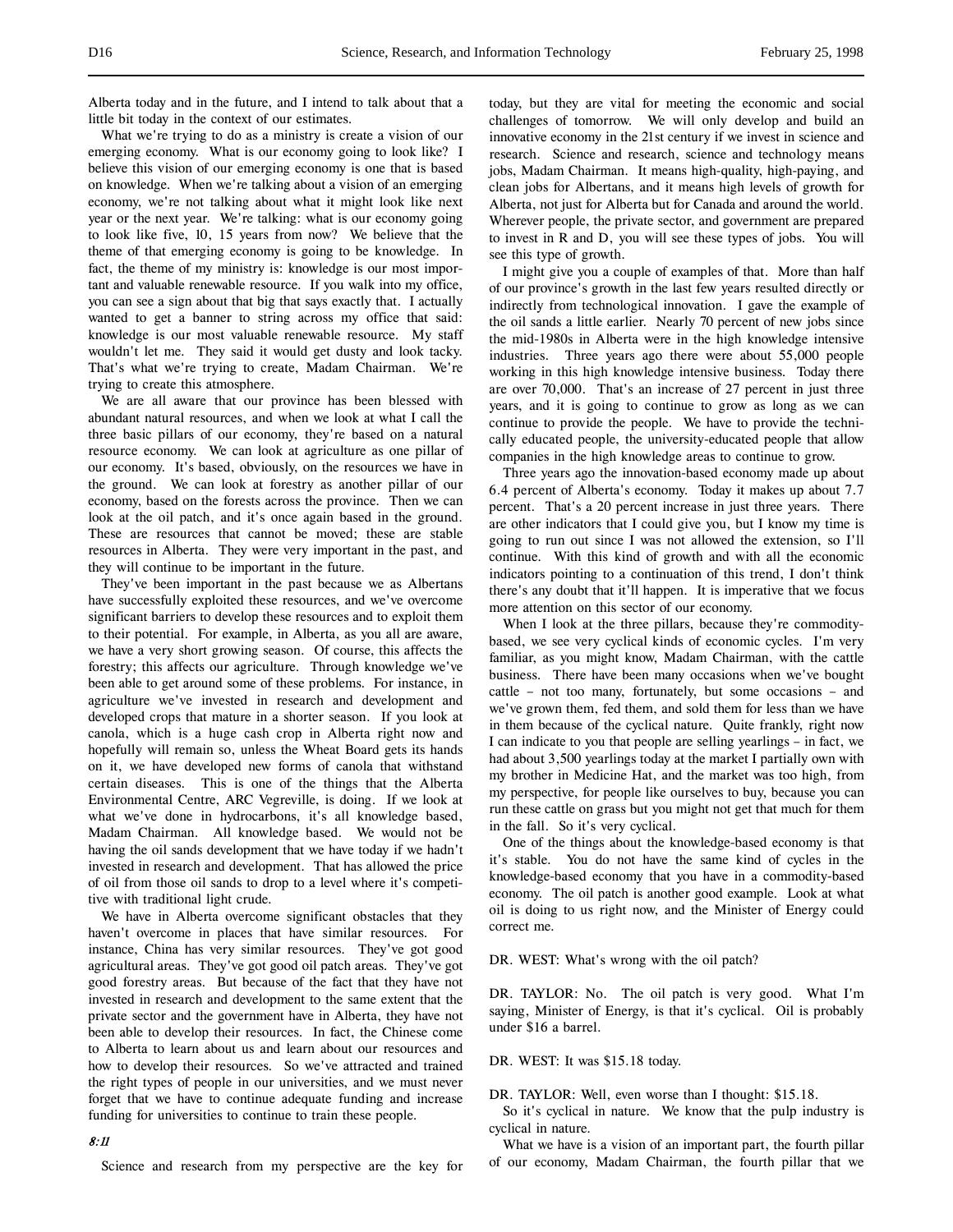Alberta today and in the future, and I intend to talk about that a little bit today in the context of our estimates.

What we're trying to do as a ministry is create a vision of our emerging economy. What is our economy going to look like? I believe this vision of our emerging economy is one that is based on knowledge. When we're talking about a vision of an emerging economy, we're not talking about what it might look like next year or the next year. We're talking: what is our economy going to look like five, 10, 15 years from now? We believe that the theme of that emerging economy is going to be knowledge. In fact, the theme of my ministry is: knowledge is our most important and valuable renewable resource. If you walk into my office, you can see a sign about that big that says exactly that. I actually wanted to get a banner to string across my office that said: knowledge is our most valuable renewable resource. My staff wouldn't let me. They said it would get dusty and look tacky. That's what we're trying to create, Madam Chairman. We're trying to create this atmosphere.

We are all aware that our province has been blessed with abundant natural resources, and when we look at what I call the three basic pillars of our economy, they're based on a natural resource economy. We can look at agriculture as one pillar of our economy. It's based, obviously, on the resources we have in the ground. We can look at forestry as another pillar of our economy, based on the forests across the province. Then we can look at the oil patch, and it's once again based in the ground. These are resources that cannot be moved; these are stable resources in Alberta. They were very important in the past, and they will continue to be important in the future.

They've been important in the past because we as Albertans have successfully exploited these resources, and we've overcome significant barriers to develop these resources and to exploit them to their potential. For example, in Alberta, as you all are aware, we have a very short growing season. Of course, this affects the forestry; this affects our agriculture. Through knowledge we've been able to get around some of these problems. For instance, in agriculture we've invested in research and development and developed crops that mature in a shorter season. If you look at canola, which is a huge cash crop in Alberta right now and hopefully will remain so, unless the Wheat Board gets its hands on it, we have developed new forms of canola that withstand certain diseases. This is one of the things that the Alberta Environmental Centre, ARC Vegreville, is doing. If we look at what we've done in hydrocarbons, it's all knowledge based, Madam Chairman. All knowledge based. We would not be having the oil sands development that we have today if we hadn't invested in research and development. That has allowed the price of oil from those oil sands to drop to a level where it's competitive with traditional light crude.

We have in Alberta overcome significant obstacles that they haven't overcome in places that have similar resources. For instance, China has very similar resources. They've got good agricultural areas. They've got good oil patch areas. They've got good forestry areas. But because of the fact that they have not invested in research and development to the same extent that the private sector and the government have in Alberta, they have not been able to develop their resources. In fact, the Chinese come to Alberta to learn about us and learn about our resources and how to develop their resources. So we've attracted and trained the right types of people in our universities, and we must never forget that we have to continue adequate funding and increase funding for universities to continue to train these people.

*8:11*

Science and research from my perspective are the key for today, but they are vital for meeting the economic and social challenges of tomorrow. We will only develop and build an innovative economy in the 21st century if we invest in science and research. Science and research, science and technology means jobs, Madam Chairman. It means high-quality, high-paying, and clean jobs for Albertans, and it means high levels of growth for Alberta, not just for Alberta but for Canada and around the world. Wherever people, the private sector, and government are prepared to invest in R and D, you will see these types of jobs. You will see this type of growth.

I might give you a couple of examples of that. More than half of our province's growth in the last few years resulted directly or indirectly from technological innovation. I gave the example of the oil sands a little earlier. Nearly 70 percent of new jobs since the mid-1980s in Alberta were in the high knowledge intensive industries. Three years ago there were about 55,000 people working in this high knowledge intensive business. Today there are over 70,000. That's an increase of 27 percent in just three years, and it is going to continue to grow as long as we can continue to provide the people. We have to provide the technically educated people, the university-educated people that allow companies in the high knowledge areas to continue to grow.

Three years ago the innovation-based economy made up about 6.4 percent of Alberta's economy. Today it makes up about 7.7 percent. That's a 20 percent increase in just three years. There are other indicators that I could give you, but I know my time is going to run out since I was not allowed the extension, so I'll continue. With this kind of growth and with all the economic indicators pointing to a continuation of this trend, I don't think there's any doubt that it'll happen. It is imperative that we focus more attention on this sector of our economy.

When I look at the three pillars, because they're commodity-based, we see very cyclical kinds of economic cycles. I'm very familiar, as you might know, Madam Chairman, with the cattle business. There have been many occasions when we've bought cattle – not too many, fortunately, but some occasions – and we've grown them, fed them, and sold them for less than we have in them because of the cyclical nature. Quite frankly, right now I can indicate to you that people are selling yearlings – in fact, we had about 3,500 yearlings today at the market I partially own with my brother in Medicine Hat, and the market was too high, from my perspective, for people like ourselves to buy, because you can run these cattle on grass but you might not get that much for them in the fall. So it's very cyclical.

One of the things about the knowledge-based economy is that it's stable. You do not have the same kind of cycles in the knowledge-based economy that you have in a commodity-based economy. The oil patch is another good example. Look at what oil is doing to us right now, and the Minister of Energy could correct me.

DR. WEST: What's wrong with the oil patch?

DR. TAYLOR: No. The oil patch is very good. What I'm saying, Minister of Energy, is that it's cyclical. Oil is probably under $16 a barrel.

DR. WEST: It was $15.18 today.

DR. TAYLOR: Well, even worse than I thought: $15.18.

So it's cyclical in nature. We know that the pulp industry is cyclical in nature.

What we have is a vision of an important part, the fourth pillar of our economy, Madam Chairman, the fourth pillar that we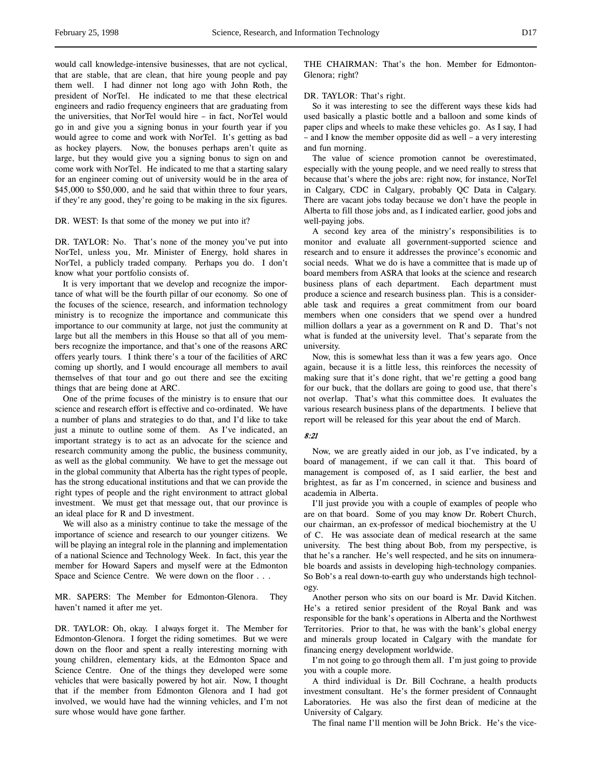would call knowledge-intensive businesses, that are not cyclical, that are stable, that are clean, that hire young people and pay them well. I had dinner not long ago with John Roth, the president of NorTel. He indicated to me that these electrical engineers and radio frequency engineers that are graduating from the universities, that NorTel would hire – in fact, NorTel would go in and give you a signing bonus in your fourth year if you would agree to come and work with NorTel. It's getting as bad as hockey players. Now, the bonuses perhaps aren't quite as large, but they would give you a signing bonus to sign on and come work with NorTel. He indicated to me that a starting salary for an engineer coming out of university would be in the area of $45,000 to $50,000, and he said that within three to four years, if they're any good, they're going to be making in the six figures.

DR. WEST: Is that some of the money we put into it?

DR. TAYLOR: No. That's none of the money you've put into NorTel, unless you, Mr. Minister of Energy, hold shares in NorTel, a publicly traded company. Perhaps you do. I don't know what your portfolio consists of.

It is very important that we develop and recognize the importance of what will be the fourth pillar of our economy. So one of the focuses of the science, research, and information technology ministry is to recognize the importance and communicate this importance to our community at large, not just the community at large but all the members in this House so that all of you members recognize the importance, and that's one of the reasons ARC offers yearly tours. I think there's a tour of the facilities of ARC coming up shortly, and I would encourage all members to avail themselves of that tour and go out there and see the exciting things that are being done at ARC.

One of the prime focuses of the ministry is to ensure that our science and research effort is effective and co-ordinated. We have a number of plans and strategies to do that, and I'd like to take just a minute to outline some of them. As I've indicated, an important strategy is to act as an advocate for the science and research community among the public, the business community, as well as the global community. We have to get the message out in the global community that Alberta has the right types of people, has the strong educational institutions and that we can provide the right types of people and the right environment to attract global investment. We must get that message out, that our province is an ideal place for R and D investment.

We will also as a ministry continue to take the message of the importance of science and research to our younger citizens. We will be playing an integral role in the planning and implementation of a national Science and Technology Week. In fact, this year the member for Howard Sapers and myself were at the Edmonton Space and Science Centre. We were down on the floor . . .

MR. SAPERS: The Member for Edmonton-Glenora. They haven't named it after me yet.

DR. TAYLOR: Oh, okay. I always forget it. The Member for Edmonton-Glenora. I forget the riding sometimes. But we were down on the floor and spent a really interesting morning with young children, elementary kids, at the Edmonton Space and Science Centre. One of the things they developed were some vehicles that were basically powered by hot air. Now, I thought that if the member from Edmonton Glenora and I had got involved, we would have had the winning vehicles, and I'm not sure whose would have gone farther.

THE CHAIRMAN: That's the hon. Member for Edmonton-Glenora; right?

DR. TAYLOR: That's right.

So it was interesting to see the different ways these kids had used basically a plastic bottle and a balloon and some kinds of paper clips and wheels to make these vehicles go. As I say, I had – and I know the member opposite did as well – a very interesting and fun morning.

The value of science promotion cannot be overestimated, especially with the young people, and we need really to stress that because that's where the jobs are: right now, for instance, NorTel in Calgary, CDC in Calgary, probably QC Data in Calgary. There are vacant jobs today because we don't have the people in Alberta to fill those jobs and, as I indicated earlier, good jobs and well-paying jobs.

A second key area of the ministry's responsibilities is to monitor and evaluate all government-supported science and research and to ensure it addresses the province's economic and social needs. What we do is have a committee that is made up of board members from ASRA that looks at the science and research business plans of each department. Each department must produce a science and research business plan. This is a considerable task and requires a great commitment from our board members when one considers that we spend over a hundred million dollars a year as a government on R and D. That's not what is funded at the university level. That's separate from the university.

Now, this is somewhat less than it was a few years ago. Once again, because it is a little less, this reinforces the necessity of making sure that it's done right, that we're getting a good bang for our buck, that the dollars are going to good use, that there's not overlap. That's what this committee does. It evaluates the various research business plans of the departments. I believe that report will be released for this year about the end of March.

*8:21*

Now, we are greatly aided in our job, as I've indicated, by a board of management, if we can call it that. This board of management is composed of, as I said earlier, the best and brightest, as far as I'm concerned, in science and business and academia in Alberta.

I'll just provide you with a couple of examples of people who are on that board. Some of you may know Dr. Robert Church, our chairman, an ex-professor of medical biochemistry at the U of C. He was associate dean of medical research at the same university. The best thing about Bob, from my perspective, is that he's a rancher. He's well respected, and he sits on innumerable boards and assists in developing high-technology companies. So Bob's a real down-to-earth guy who understands high technology.

Another person who sits on our board is Mr. David Kitchen. He's a retired senior president of the Royal Bank and was responsible for the bank's operations in Alberta and the Northwest Territories. Prior to that, he was with the bank's global energy and minerals group located in Calgary with the mandate for financing energy development worldwide.

I'm not going to go through them all. I'm just going to provide you with a couple more.

A third individual is Dr. Bill Cochrane, a health products investment consultant. He's the former president of Connaught Laboratories. He was also the first dean of medicine at the University of Calgary.

The final name I'll mention will be John Brick. He's the vice-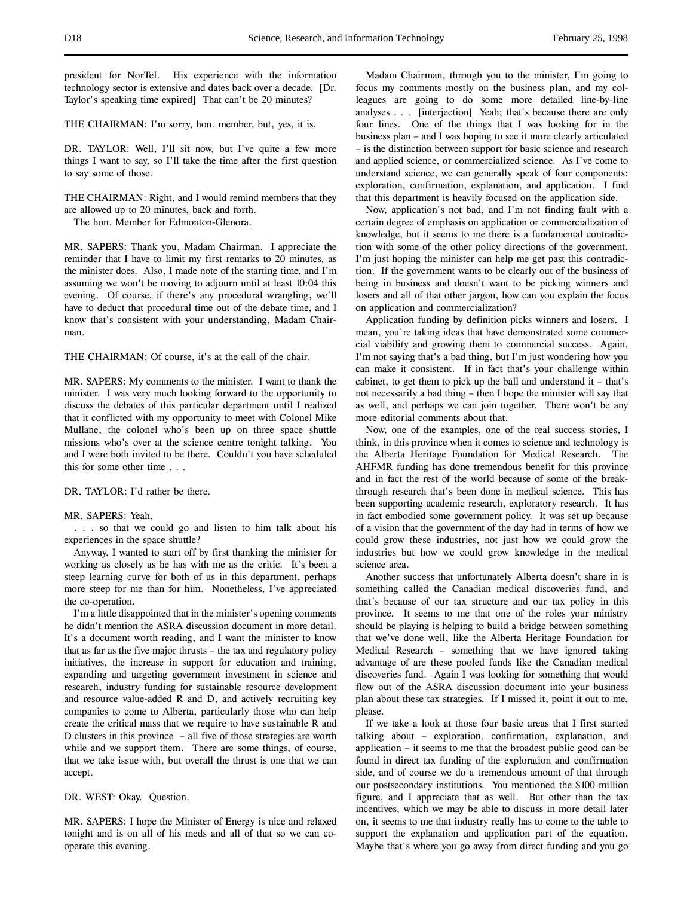president for NorTel. His experience with the information technology sector is extensive and dates back over a decade. [Dr. Taylor's speaking time expired] That can't be 20 minutes?

THE CHAIRMAN: I'm sorry, hon. member, but, yes, it is.

DR. TAYLOR: Well, I'll sit now, but I've quite a few more things I want to say, so I'll take the time after the first question to say some of those.

THE CHAIRMAN: Right, and I would remind members that they are allowed up to 20 minutes, back and forth.

The hon. Member for Edmonton-Glenora.

MR. SAPERS: Thank you, Madam Chairman. I appreciate the reminder that I have to limit my first remarks to 20 minutes, as the minister does. Also, I made note of the starting time, and I'm assuming we won't be moving to adjourn until at least 10:04 this evening. Of course, if there's any procedural wrangling, we'll have to deduct that procedural time out of the debate time, and I know that's consistent with your understanding, Madam Chairman.

THE CHAIRMAN: Of course, it's at the call of the chair.

MR. SAPERS: My comments to the minister. I want to thank the minister. I was very much looking forward to the opportunity to discuss the debates of this particular department until I realized that it conflicted with my opportunity to meet with Colonel Mike Mullane, the colonel who's been up on three space shuttle missions who's over at the science centre tonight talking. You and I were both invited to be there. Couldn't you have scheduled this for some other time . . .

DR. TAYLOR: I'd rather be there.

MR. SAPERS: Yeah.

. . . so that we could go and listen to him talk about his experiences in the space shuttle?

Anyway, I wanted to start off by first thanking the minister for working as closely as he has with me as the critic. It's been a steep learning curve for both of us in this department, perhaps more steep for me than for him. Nonetheless, I've appreciated the co-operation.

I'm a little disappointed that in the minister's opening comments he didn't mention the ASRA discussion document in more detail. It's a document worth reading, and I want the minister to know that as far as the five major thrusts – the tax and regulatory policy initiatives, the increase in support for education and training, expanding and targeting government investment in science and research, industry funding for sustainable resource development and resource value-added R and D, and actively recruiting key companies to come to Alberta, particularly those who can help create the critical mass that we require to have sustainable R and D clusters in this province – all five of those strategies are worth while and we support them. There are some things, of course, that we take issue with, but overall the thrust is one that we can accept.

DR. WEST: Okay. Question.

MR. SAPERS: I hope the Minister of Energy is nice and relaxed tonight and is on all of his meds and all of that so we can co-operate this evening.

Madam Chairman, through you to the minister, I'm going to focus my comments mostly on the business plan, and my colleagues are going to do some more detailed line-by-line analyses . . . [interjection] Yeah; that's because there are only four lines. One of the things that I was looking for in the business plan – and I was hoping to see it more clearly articulated – is the distinction between support for basic science and research and applied science, or commercialized science. As I've come to understand science, we can generally speak of four components: exploration, confirmation, explanation, and application. I find that this department is heavily focused on the application side.

Now, application's not bad, and I'm not finding fault with a certain degree of emphasis on application or commercialization of knowledge, but it seems to me there is a fundamental contradiction with some of the other policy directions of the government. I'm just hoping the minister can help me get past this contradiction. If the government wants to be clearly out of the business of being in business and doesn't want to be picking winners and losers and all of that other jargon, how can you explain the focus on application and commercialization?

Application funding by definition picks winners and losers. I mean, you're taking ideas that have demonstrated some commercial viability and growing them to commercial success. Again, I'm not saying that's a bad thing, but I'm just wondering how you can make it consistent. If in fact that's your challenge within cabinet, to get them to pick up the ball and understand it – that's not necessarily a bad thing – then I hope the minister will say that as well, and perhaps we can join together. There won't be any more editorial comments about that.

Now, one of the examples, one of the real success stories, I think, in this province when it comes to science and technology is the Alberta Heritage Foundation for Medical Research. The AHFMR funding has done tremendous benefit for this province and in fact the rest of the world because of some of the breakthrough research that's been done in medical science. This has been supporting academic research, exploratory research. It has in fact embodied some government policy. It was set up because of a vision that the government of the day had in terms of how we could grow these industries, not just how we could grow the industries but how we could grow knowledge in the medical science area.

Another success that unfortunately Alberta doesn't share in is something called the Canadian medical discoveries fund, and that's because of our tax structure and our tax policy in this province. It seems to me that one of the roles your ministry should be playing is helping to build a bridge between something that we've done well, like the Alberta Heritage Foundation for Medical Research – something that we have ignored taking advantage of are these pooled funds like the Canadian medical discoveries fund. Again I was looking for something that would flow out of the ASRA discussion document into your business plan about these tax strategies. If I missed it, point it out to me, please.

If we take a look at those four basic areas that I first started talking about – exploration, confirmation, explanation, and application – it seems to me that the broadest public good can be found in direct tax funding of the exploration and confirmation side, and of course we do a tremendous amount of that through our postsecondary institutions. You mentioned the $100 million figure, and I appreciate that as well. But other than the tax incentives, which we may be able to discuss in more detail later on, it seems to me that industry really has to come to the table to support the explanation and application part of the equation. Maybe that's where you go away from direct funding and you go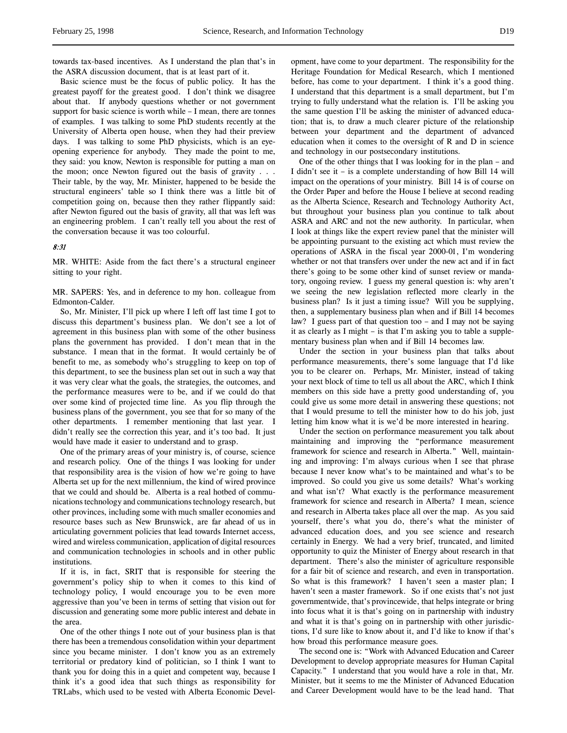towards tax-based incentives. As I understand the plan that's in the ASRA discussion document, that is at least part of it.

Basic science must be the focus of public policy. It has the greatest payoff for the greatest good. I don't think we disagree about that. If anybody questions whether or not government support for basic science is worth while – I mean, there are tonnes of examples. I was talking to some PhD students recently at the University of Alberta open house, when they had their preview days. I was talking to some PhD physicists, which is an eye-opening experience for anybody. They made the point to me, they said: you know, Newton is responsible for putting a man on the moon; once Newton figured out the basis of gravity . . . Their table, by the way, Mr. Minister, happened to be beside the structural engineers' table so I think there was a little bit of competition going on, because then they rather flippantly said: after Newton figured out the basis of gravity, all that was left was an engineering problem. I can't really tell you about the rest of the conversation because it was too colourful.

*8:31*

MR. WHITE: Aside from the fact there's a structural engineer sitting to your right.

MR. SAPERS: Yes, and in deference to my hon. colleague from Edmonton-Calder.

So, Mr. Minister, I'll pick up where I left off last time I got to discuss this department's business plan. We don't see a lot of agreement in this business plan with some of the other business plans the government has provided. I don't mean that in the substance. I mean that in the format. It would certainly be of benefit to me, as somebody who's struggling to keep on top of this department, to see the business plan set out in such a way that it was very clear what the goals, the strategies, the outcomes, and the performance measures were to be, and if we could do that over some kind of projected time line. As you flip through the business plans of the government, you see that for so many of the other departments. I remember mentioning that last year. I didn't really see the correction this year, and it's too bad. It just would have made it easier to understand and to grasp.

One of the primary areas of your ministry is, of course, science and research policy. One of the things I was looking for under that responsibility area is the vision of how we're going to have Alberta set up for the next millennium, the kind of wired province that we could and should be. Alberta is a real hotbed of communications technology and communications technology research, but other provinces, including some with much smaller economies and resource bases such as New Brunswick, are far ahead of us in articulating government policies that lead towards Internet access, wired and wireless communication, application of digital resources and communication technologies in schools and in other public institutions.

If it is, in fact, SRIT that is responsible for steering the government's policy ship to when it comes to this kind of technology policy, I would encourage you to be even more aggressive than you've been in terms of setting that vision out for discussion and generating some more public interest and debate in the area.

One of the other things I note out of your business plan is that there has been a tremendous consolidation within your department since you became minister. I don't know you as an extremely territorial or predatory kind of politician, so I think I want to thank you for doing this in a quiet and competent way, because I think it's a good idea that such things as responsibility for TRLabs, which used to be vested with Alberta Economic Development, have come to your department. The responsibility for the Heritage Foundation for Medical Research, which I mentioned before, has come to your department. I think it's a good thing. I understand that this department is a small department, but I'm trying to fully understand what the relation is. I'll be asking you the same question I'll be asking the minister of advanced education; that is, to draw a much clearer picture of the relationship between your department and the department of advanced education when it comes to the oversight of R and D in science and technology in our postsecondary institutions.

One of the other things that I was looking for in the plan – and I didn't see it – is a complete understanding of how Bill 14 will impact on the operations of your ministry. Bill 14 is of course on the Order Paper and before the House I believe at second reading as the Alberta Science, Research and Technology Authority Act, but throughout your business plan you continue to talk about ASRA and ARC and not the new authority. In particular, when I look at things like the expert review panel that the minister will be appointing pursuant to the existing act which must review the operations of ASRA in the fiscal year 2000-01, I'm wondering whether or not that transfers over under the new act and if in fact there's going to be some other kind of sunset review or mandatory, ongoing review. I guess my general question is: why aren't we seeing the new legislation reflected more clearly in the business plan? Is it just a timing issue? Will you be supplying, then, a supplementary business plan when and if Bill 14 becomes law? I guess part of that question too – and I may not be saying it as clearly as I might – is that I'm asking you to table a supplementary business plan when and if Bill 14 becomes law.

Under the section in your business plan that talks about performance measurements, there's some language that I'd like you to be clearer on. Perhaps, Mr. Minister, instead of taking your next block of time to tell us all about the ARC, which I think members on this side have a pretty good understanding of, you could give us some more detail in answering these questions; not that I would presume to tell the minister how to do his job, just letting him know what it is we'd be more interested in hearing.

Under the section on performance measurement you talk about maintaining and improving the "performance measurement framework for science and research in Alberta." Well, maintaining and improving: I'm always curious when I see that phrase because I never know what's to be maintained and what's to be improved. So could you give us some details? What's working and what isn't? What exactly is the performance measurement framework for science and research in Alberta? I mean, science and research in Alberta takes place all over the map. As you said yourself, there's what you do, there's what the minister of advanced education does, and you see science and research certainly in Energy. We had a very brief, truncated, and limited opportunity to quiz the Minister of Energy about research in that department. There's also the minister of agriculture responsible for a fair bit of science and research, and even in transportation. So what is this framework? I haven't seen a master plan; I haven't seen a master framework. So if one exists that's not just governmentwide, that's provincewide, that helps integrate or bring into focus what it is that's going on in partnership with industry and what it is that's going on in partnership with other jurisdictions, I'd sure like to know about it, and I'd like to know if that's how broad this performance measure goes.

The second one is: "Work with Advanced Education and Career Development to develop appropriate measures for Human Capital Capacity." I understand that you would have a role in that, Mr. Minister, but it seems to me the Minister of Advanced Education and Career Development would have to be the lead hand. That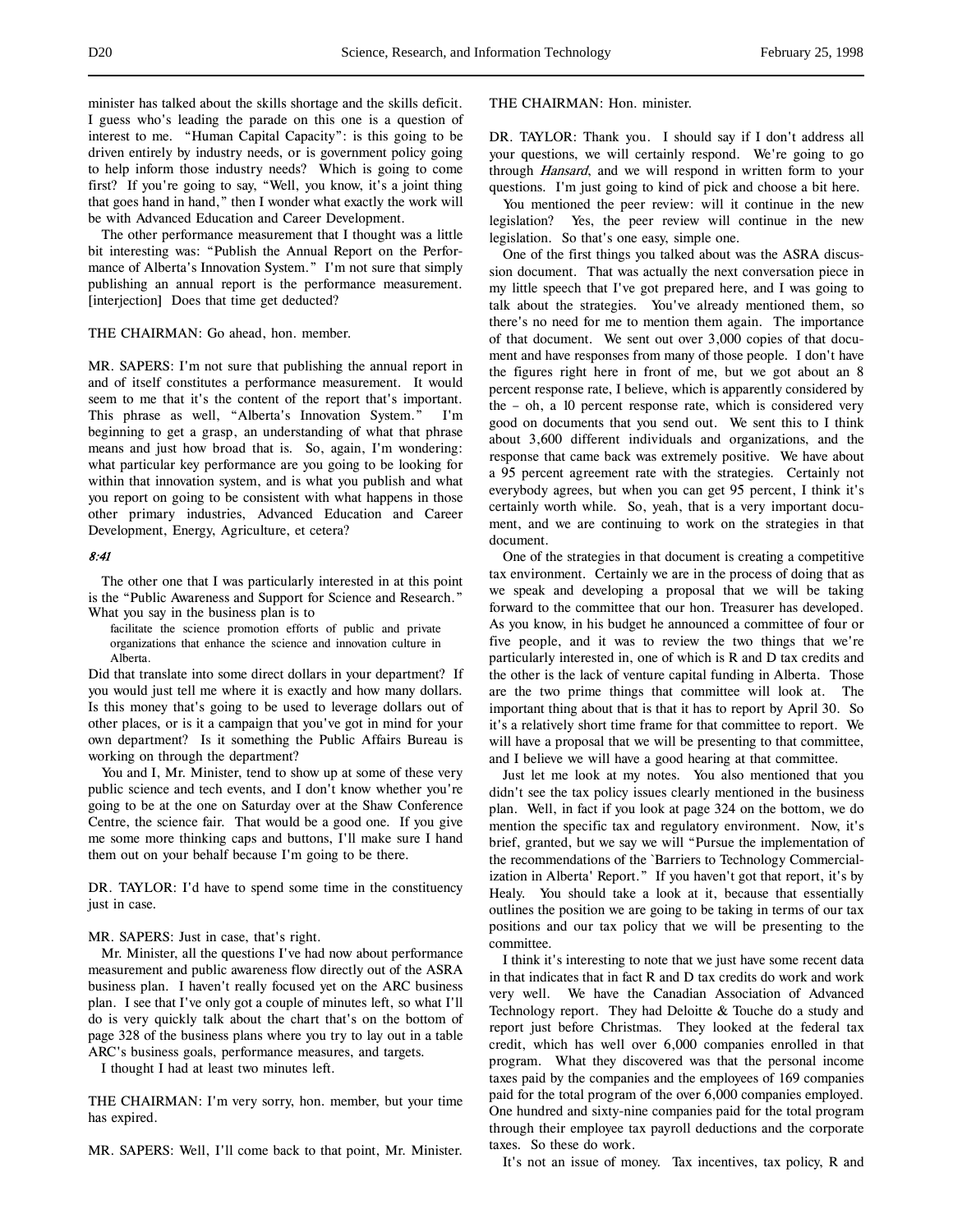minister has talked about the skills shortage and the skills deficit. I guess who's leading the parade on this one is a question of interest to me. "Human Capital Capacity": is this going to be driven entirely by industry needs, or is government policy going to help inform those industry needs? Which is going to come first? If you're going to say, "Well, you know, it's a joint thing that goes hand in hand," then I wonder what exactly the work will be with Advanced Education and Career Development.

The other performance measurement that I thought was a little bit interesting was: "Publish the Annual Report on the Performance of Alberta's Innovation System." I'm not sure that simply publishing an annual report is the performance measurement. [interjection] Does that time get deducted?

THE CHAIRMAN: Go ahead, hon. member.

MR. SAPERS: I'm not sure that publishing the annual report in and of itself constitutes a performance measurement. It would seem to me that it's the content of the report that's important. This phrase as well, "Alberta's Innovation System." I'm beginning to get a grasp, an understanding of what that phrase means and just how broad that is. So, again, I'm wondering: what particular key performance are you going to be looking for within that innovation system, and is what you publish and what you report on going to be consistent with what happens in those other primary industries, Advanced Education and Career Development, Energy, Agriculture, et cetera?

*8:41*

The other one that I was particularly interested in at this point is the "Public Awareness and Support for Science and Research." What you say in the business plan is to

> facilitate the science promotion efforts of public and private organizations that enhance the science and innovation culture in Alberta.

Did that translate into some direct dollars in your department? If you would just tell me where it is exactly and how many dollars. Is this money that's going to be used to leverage dollars out of other places, or is it a campaign that you've got in mind for your own department? Is it something the Public Affairs Bureau is working on through the department?

You and I, Mr. Minister, tend to show up at some of these very public science and tech events, and I don't know whether you're going to be at the one on Saturday over at the Shaw Conference Centre, the science fair. That would be a good one. If you give me some more thinking caps and buttons, I'll make sure I hand them out on your behalf because I'm going to be there.

DR. TAYLOR: I'd have to spend some time in the constituency just in case.

MR. SAPERS: Just in case, that's right.

Mr. Minister, all the questions I've had now about performance measurement and public awareness flow directly out of the ASRA business plan. I haven't really focused yet on the ARC business plan. I see that I've only got a couple of minutes left, so what I'll do is very quickly talk about the chart that's on the bottom of page 328 of the business plans where you try to lay out in a table ARC's business goals, performance measures, and targets.

I thought I had at least two minutes left.

THE CHAIRMAN: I'm very sorry, hon. member, but your time has expired.

MR. SAPERS: Well, I'll come back to that point, Mr. Minister.

THE CHAIRMAN: Hon. minister.

DR. TAYLOR: Thank you. I should say if I don't address all your questions, we will certainly respond. We're going to go through *Hansard*, and we will respond in written form to your questions. I'm just going to kind of pick and choose a bit here.

You mentioned the peer review: will it continue in the new legislation? Yes, the peer review will continue in the new legislation. So that's one easy, simple one.

One of the first things you talked about was the ASRA discussion document. That was actually the next conversation piece in my little speech that I've got prepared here, and I was going to talk about the strategies. You've already mentioned them, so there's no need for me to mention them again. The importance of that document. We sent out over 3,000 copies of that document and have responses from many of those people. I don't have the figures right here in front of me, but we got about an 8 percent response rate, I believe, which is apparently considered by the – oh, a 10 percent response rate, which is considered very good on documents that you send out. We sent this to I think about 3,600 different individuals and organizations, and the response that came back was extremely positive. We have about a 95 percent agreement rate with the strategies. Certainly not everybody agrees, but when you can get 95 percent, I think it's certainly worth while. So, yeah, that is a very important document, and we are continuing to work on the strategies in that document.

One of the strategies in that document is creating a competitive tax environment. Certainly we are in the process of doing that as we speak and developing a proposal that we will be taking forward to the committee that our hon. Treasurer has developed. As you know, in his budget he announced a committee of four or five people, and it was to review the two things that we're particularly interested in, one of which is R and D tax credits and the other is the lack of venture capital funding in Alberta. Those are the two prime things that committee will look at. The important thing about that is that it has to report by April 30. So it's a relatively short time frame for that committee to report. We will have a proposal that we will be presenting to that committee, and I believe we will have a good hearing at that committee.

Just let me look at my notes. You also mentioned that you didn't see the tax policy issues clearly mentioned in the business plan. Well, in fact if you look at page 324 on the bottom, we do mention the specific tax and regulatory environment. Now, it's brief, granted, but we say we will "Pursue the implementation of the recommendations of the 'Barriers to Technology Commercialization in Alberta' Report." If you haven't got that report, it's by Healy. You should take a look at it, because that essentially outlines the position we are going to be taking in terms of our tax positions and our tax policy that we will be presenting to the committee.

I think it's interesting to note that we just have some recent data in that indicates that in fact R and D tax credits do work and work very well. We have the Canadian Association of Advanced Technology report. They had Deloitte & Touche do a study and report just before Christmas. They looked at the federal tax credit, which has well over 6,000 companies enrolled in that program. What they discovered was that the personal income taxes paid by the companies and the employees of 169 companies paid for the total program of the over 6,000 companies employed. One hundred and sixty-nine companies paid for the total program through their employee tax payroll deductions and the corporate taxes. So these do work.

It's not an issue of money. Tax incentives, tax policy, R and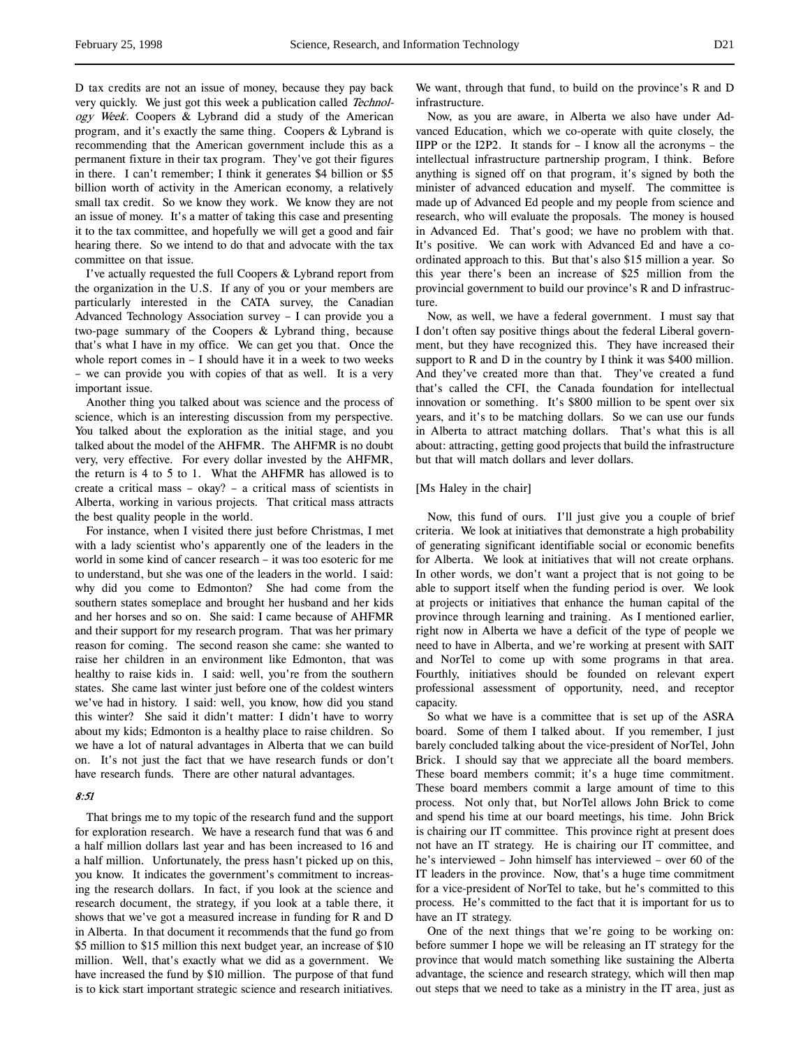D tax credits are not an issue of money, because they pay back very quickly. We just got this week a publication called *Technology Week*. Coopers & Lybrand did a study of the American program, and it's exactly the same thing. Coopers & Lybrand is recommending that the American government include this as a permanent fixture in their tax program. They've got their figures in there. I can't remember; I think it generates $4 billion or $5 billion worth of activity in the American economy, a relatively small tax credit. So we know they work. We know they are not an issue of money. It's a matter of taking this case and presenting it to the tax committee, and hopefully we will get a good and fair hearing there. So we intend to do that and advocate with the tax committee on that issue.

I've actually requested the full Coopers & Lybrand report from the organization in the U.S. If any of you or your members are particularly interested in the CATA survey, the Canadian Advanced Technology Association survey – I can provide you a two-page summary of the Coopers & Lybrand thing, because that's what I have in my office. We can get you that. Once the whole report comes in – I should have it in a week to two weeks – we can provide you with copies of that as well. It is a very important issue.

Another thing you talked about was science and the process of science, which is an interesting discussion from my perspective. You talked about the exploration as the initial stage, and you talked about the model of the AHFMR. The AHFMR is no doubt very, very effective. For every dollar invested by the AHFMR, the return is 4 to 5 to 1. What the AHFMR has allowed is to create a critical mass – okay? – a critical mass of scientists in Alberta, working in various projects. That critical mass attracts the best quality people in the world.

For instance, when I visited there just before Christmas, I met with a lady scientist who's apparently one of the leaders in the world in some kind of cancer research – it was too esoteric for me to understand, but she was one of the leaders in the world. I said: why did you come to Edmonton? She had come from the southern states someplace and brought her husband and her kids and her horses and so on. She said: I came because of AHFMR and their support for my research program. That was her primary reason for coming. The second reason she came: she wanted to raise her children in an environment like Edmonton, that was healthy to raise kids in. I said: well, you're from the southern states. She came last winter just before one of the coldest winters we've had in history. I said: well, you know, how did you stand this winter? She said it didn't matter: I didn't have to worry about my kids; Edmonton is a healthy place to raise children. So we have a lot of natural advantages in Alberta that we can build on. It's not just the fact that we have research funds or don't have research funds. There are other natural advantages.

*8:51*

That brings me to my topic of the research fund and the support for exploration research. We have a research fund that was 6 and a half million dollars last year and has been increased to 16 and a half million. Unfortunately, the press hasn't picked up on this, you know. It indicates the government's commitment to increasing the research dollars. In fact, if you look at the science and research document, the strategy, if you look at a table there, it shows that we've got a measured increase in funding for R and D in Alberta. In that document it recommends that the fund go from $5 million to $15 million this next budget year, an increase of $10 million. Well, that's exactly what we did as a government. We have increased the fund by $10 million. The purpose of that fund is to kick start important strategic science and research initiatives. We want, through that fund, to build on the province's R and D infrastructure.

Now, as you are aware, in Alberta we also have under Advanced Education, which we co-operate with quite closely, the IIPP or the I2P2. It stands for – I know all the acronyms – the intellectual infrastructure partnership program, I think. Before anything is signed off on that program, it's signed by both the minister of advanced education and myself. The committee is made up of Advanced Ed people and my people from science and research, who will evaluate the proposals. The money is housed in Advanced Ed. That's good; we have no problem with that. It's positive. We can work with Advanced Ed and have a coordinated approach to this. But that's also $15 million a year. So this year there's been an increase of $25 million from the provincial government to build our province's R and D infrastructure.

Now, as well, we have a federal government. I must say that I don't often say positive things about the federal Liberal government, but they have recognized this. They have increased their support to R and D in the country by I think it was $400 million. And they've created more than that. They've created a fund that's called the CFI, the Canada foundation for intellectual innovation or something. It's $800 million to be spent over six years, and it's to be matching dollars. So we can use our funds in Alberta to attract matching dollars. That's what this is all about: attracting, getting good projects that build the infrastructure but that will match dollars and lever dollars.

[Ms Haley in the chair]

Now, this fund of ours. I'll just give you a couple of brief criteria. We look at initiatives that demonstrate a high probability of generating significant identifiable social or economic benefits for Alberta. We look at initiatives that will not create orphans. In other words, we don't want a project that is not going to be able to support itself when the funding period is over. We look at projects or initiatives that enhance the human capital of the province through learning and training. As I mentioned earlier, right now in Alberta we have a deficit of the type of people we need to have in Alberta, and we're working at present with SAIT and NorTel to come up with some programs in that area. Fourthly, initiatives should be founded on relevant expert professional assessment of opportunity, need, and receptor capacity.

So what we have is a committee that is set up of the ASRA board. Some of them I talked about. If you remember, I just barely concluded talking about the vice-president of NorTel, John Brick. I should say that we appreciate all the board members. These board members commit; it's a huge time commitment. These board members commit a large amount of time to this process. Not only that, but NorTel allows John Brick to come and spend his time at our board meetings, his time. John Brick is chairing our IT committee. This province right at present does not have an IT strategy. He is chairing our IT committee, and he's interviewed – John himself has interviewed – over 60 of the IT leaders in the province. Now, that's a huge time commitment for a vice-president of NorTel to take, but he's committed to this process. He's committed to the fact that it is important for us to have an IT strategy.

One of the next things that we're going to be working on: before summer I hope we will be releasing an IT strategy for the province that would match something like sustaining the Alberta advantage, the science and research strategy, which will then map out steps that we need to take as a ministry in the IT area, just as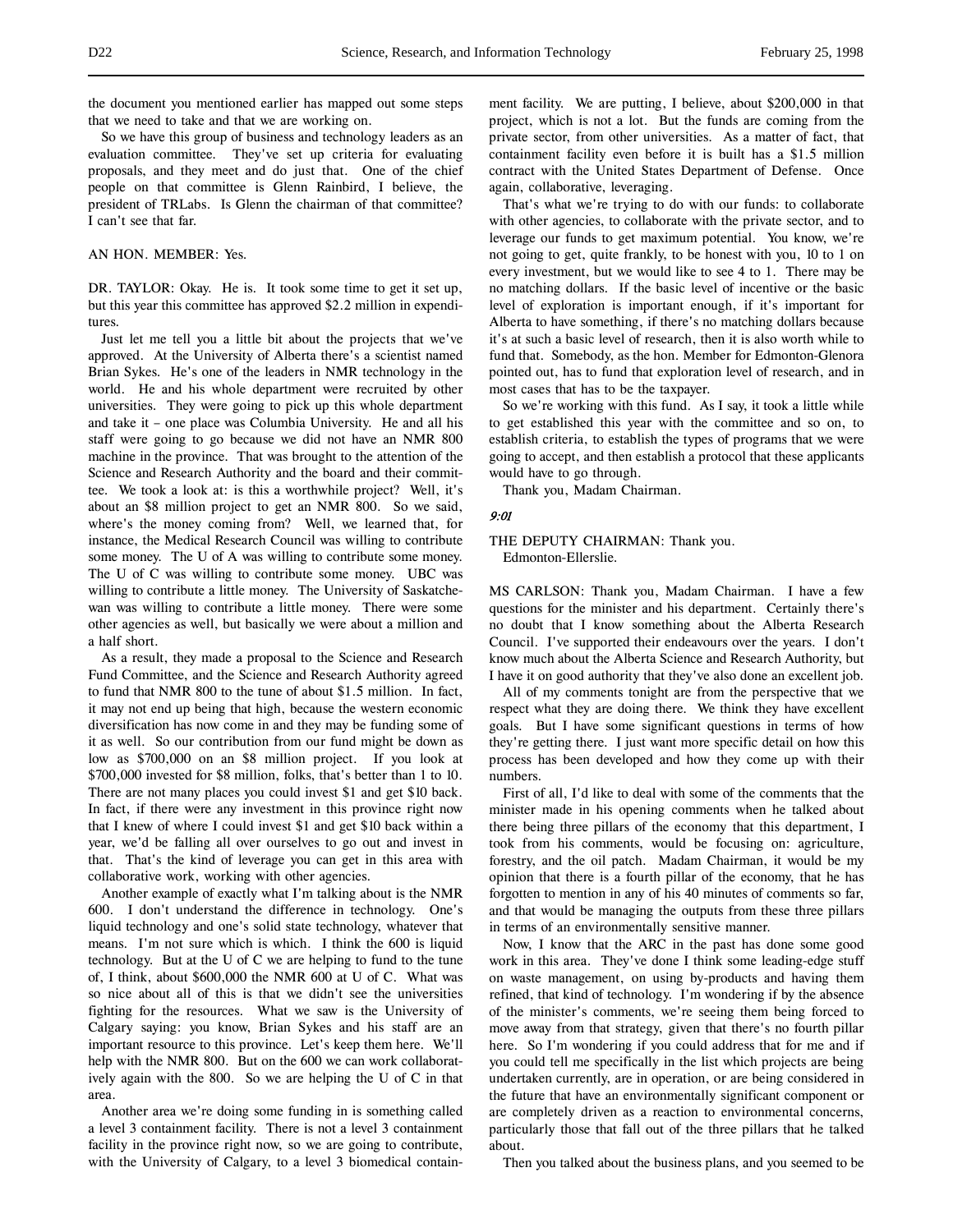the document you mentioned earlier has mapped out some steps that we need to take and that we are working on.

So we have this group of business and technology leaders as an evaluation committee. They've set up criteria for evaluating proposals, and they meet and do just that. One of the chief people on that committee is Glenn Rainbird, I believe, the president of TRLabs. Is Glenn the chairman of that committee? I can't see that far.

AN HON. MEMBER: Yes.

DR. TAYLOR: Okay. He is. It took some time to get it set up, but this year this committee has approved $2.2 million in expenditures.

Just let me tell you a little bit about the projects that we've approved. At the University of Alberta there's a scientist named Brian Sykes. He's one of the leaders in NMR technology in the world. He and his whole department were recruited by other universities. They were going to pick up this whole department and take it – one place was Columbia University. He and all his staff were going to go because we did not have an NMR 800 machine in the province. That was brought to the attention of the Science and Research Authority and the board and their committee. We took a look at: is this a worthwhile project? Well, it's about an $8 million project to get an NMR 800. So we said, where's the money coming from? Well, we learned that, for instance, the Medical Research Council was willing to contribute some money. The U of A was willing to contribute some money. The U of C was willing to contribute some money. UBC was willing to contribute a little money. The University of Saskatchewan was willing to contribute a little money. There were some other agencies as well, but basically we were about a million and a half short.

As a result, they made a proposal to the Science and Research Fund Committee, and the Science and Research Authority agreed to fund that NMR 800 to the tune of about $1.5 million. In fact, it may not end up being that high, because the western economic diversification has now come in and they may be funding some of it as well. So our contribution from our fund might be down as low as $700,000 on an $8 million project. If you look at $700,000 invested for $8 million, folks, that's better than 1 to 10. There are not many places you could invest $1 and get $10 back. In fact, if there were any investment in this province right now that I knew of where I could invest $1 and get $10 back within a year, we'd be falling all over ourselves to go out and invest in that. That's the kind of leverage you can get in this area with collaborative work, working with other agencies.

Another example of exactly what I'm talking about is the NMR 600. I don't understand the difference in technology. One's liquid technology and one's solid state technology, whatever that means. I'm not sure which is which. I think the 600 is liquid technology. But at the U of C we are helping to fund to the tune of, I think, about $600,000 the NMR 600 at U of C. What was so nice about all of this is that we didn't see the universities fighting for the resources. What we saw is the University of Calgary saying: you know, Brian Sykes and his staff are an important resource to this province. Let's keep them here. We'll help with the NMR 800. But on the 600 we can work collaboratively again with the 800. So we are helping the U of C in that area.

Another area we're doing some funding in is something called a level 3 containment facility. There is not a level 3 containment facility in the province right now, so we are going to contribute, with the University of Calgary, to a level 3 biomedical containment facility. We are putting, I believe, about $200,000 in that project, which is not a lot. But the funds are coming from the private sector, from other universities. As a matter of fact, that containment facility even before it is built has a $1.5 million contract with the United States Department of Defense. Once again, collaborative, leveraging.

That's what we're trying to do with our funds: to collaborate with other agencies, to collaborate with the private sector, and to leverage our funds to get maximum potential. You know, we're not going to get, quite frankly, to be honest with you, 10 to 1 on every investment, but we would like to see 4 to 1. There may be no matching dollars. If the basic level of incentive or the basic level of exploration is important enough, if it's important for Alberta to have something, if there's no matching dollars because it's at such a basic level of research, then it is also worth while to fund that. Somebody, as the hon. Member for Edmonton-Glenora pointed out, has to fund that exploration level of research, and in most cases that has to be the taxpayer.

So we're working with this fund. As I say, it took a little while to get established this year with the committee and so on, to establish criteria, to establish the types of programs that we were going to accept, and then establish a protocol that these applicants would have to go through.

Thank you, Madam Chairman.

*9:01*

THE DEPUTY CHAIRMAN: Thank you.
Edmonton-Ellerslie.

MS CARLSON: Thank you, Madam Chairman. I have a few questions for the minister and his department. Certainly there's no doubt that I know something about the Alberta Research Council. I've supported their endeavours over the years. I don't know much about the Alberta Science and Research Authority, but I have it on good authority that they've also done an excellent job.

All of my comments tonight are from the perspective that we respect what they are doing there. We think they have excellent goals. But I have some significant questions in terms of how they're getting there. I just want more specific detail on how this process has been developed and how they come up with their numbers.

First of all, I'd like to deal with some of the comments that the minister made in his opening comments when he talked about there being three pillars of the economy that this department, I took from his comments, would be focusing on: agriculture, forestry, and the oil patch. Madam Chairman, it would be my opinion that there is a fourth pillar of the economy, that he has forgotten to mention in any of his 40 minutes of comments so far, and that would be managing the outputs from these three pillars in terms of an environmentally sensitive manner.

Now, I know that the ARC in the past has done some good work in this area. They've done I think some leading-edge stuff on waste management, on using by-products and having them refined, that kind of technology. I'm wondering if by the absence of the minister's comments, we're seeing them being forced to move away from that strategy, given that there's no fourth pillar here. So I'm wondering if you could address that for me and if you could tell me specifically in the list which projects are being undertaken currently, are in operation, or are being considered in the future that have an environmentally significant component or are completely driven as a reaction to environmental concerns, particularly those that fall out of the three pillars that he talked about.

Then you talked about the business plans, and you seemed to be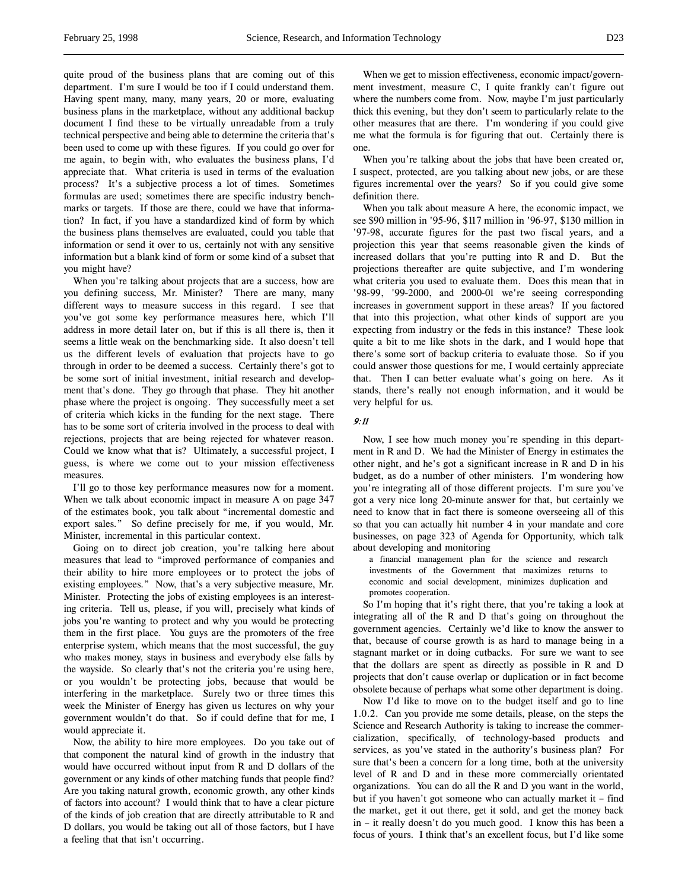quite proud of the business plans that are coming out of this department. I'm sure I would be too if I could understand them. Having spent many, many, many years, 20 or more, evaluating business plans in the marketplace, without any additional backup document I find these to be virtually unreadable from a truly technical perspective and being able to determine the criteria that's been used to come up with these figures. If you could go over for me again, to begin with, who evaluates the business plans, I'd appreciate that. What criteria is used in terms of the evaluation process? It's a subjective process a lot of times. Sometimes formulas are used; sometimes there are specific industry benchmarks or targets. If those are there, could we have that information? In fact, if you have a standardized kind of form by which the business plans themselves are evaluated, could you table that information or send it over to us, certainly not with any sensitive information but a blank kind of form or some kind of a subset that you might have?

When you're talking about projects that are a success, how are you defining success, Mr. Minister? There are many, many different ways to measure success in this regard. I see that you've got some key performance measures here, which I'll address in more detail later on, but if this is all there is, then it seems a little weak on the benchmarking side. It also doesn't tell us the different levels of evaluation that projects have to go through in order to be deemed a success. Certainly there's got to be some sort of initial investment, initial research and development that's done. They go through that phase. They hit another phase where the project is ongoing. They successfully meet a set of criteria which kicks in the funding for the next stage. There has to be some sort of criteria involved in the process to deal with rejections, projects that are being rejected for whatever reason. Could we know what that is? Ultimately, a successful project, I guess, is where we come out to your mission effectiveness measures.

I'll go to those key performance measures now for a moment. When we talk about economic impact in measure A on page 347 of the estimates book, you talk about "incremental domestic and export sales." So define precisely for me, if you would, Mr. Minister, incremental in this particular context.

Going on to direct job creation, you're talking here about measures that lead to "improved performance of companies and their ability to hire more employees or to protect the jobs of existing employees." Now, that's a very subjective measure, Mr. Minister. Protecting the jobs of existing employees is an interesting criteria. Tell us, please, if you will, precisely what kinds of jobs you're wanting to protect and why you would be protecting them in the first place. You guys are the promoters of the free enterprise system, which means that the most successful, the guy who makes money, stays in business and everybody else falls by the wayside. So clearly that's not the criteria you're using here, or you wouldn't be protecting jobs, because that would be interfering in the marketplace. Surely two or three times this week the Minister of Energy has given us lectures on why your government wouldn't do that. So if could define that for me, I would appreciate it.

Now, the ability to hire more employees. Do you take out of that component the natural kind of growth in the industry that would have occurred without input from R and D dollars of the government or any kinds of other matching funds that people find? Are you taking natural growth, economic growth, any other kinds of factors into account? I would think that to have a clear picture of the kinds of job creation that are directly attributable to R and D dollars, you would be taking out all of those factors, but I have a feeling that that isn't occurring.

When we get to mission effectiveness, economic impact/government investment, measure C, I quite frankly can't figure out where the numbers come from. Now, maybe I'm just particularly thick this evening, but they don't seem to particularly relate to the other measures that are there. I'm wondering if you could give me what the formula is for figuring that out. Certainly there is one.

When you're talking about the jobs that have been created or, I suspect, protected, are you talking about new jobs, or are these figures incremental over the years? So if you could give some definition there.

When you talk about measure A here, the economic impact, we see $90 million in '95-96, $117 million in '96-97, $130 million in '97-98, accurate figures for the past two fiscal years, and a projection this year that seems reasonable given the kinds of increased dollars that you're putting into R and D. But the projections thereafter are quite subjective, and I'm wondering what criteria you used to evaluate them. Does this mean that in '98-99, '99-2000, and 2000-01 we're seeing corresponding increases in government support in these areas? If you factored that into this projection, what other kinds of support are you expecting from industry or the feds in this instance? These look quite a bit to me like shots in the dark, and I would hope that there's some sort of backup criteria to evaluate those. So if you could answer those questions for me, I would certainly appreciate that. Then I can better evaluate what's going on here. As it stands, there's really not enough information, and it would be very helpful for us.

*9:11*

Now, I see how much money you're spending in this department in R and D. We had the Minister of Energy in estimates the other night, and he's got a significant increase in R and D in his budget, as do a number of other ministers. I'm wondering how you're integrating all of those different projects. I'm sure you've got a very nice long 20-minute answer for that, but certainly we need to know that in fact there is someone overseeing all of this so that you can actually hit number 4 in your mandate and core businesses, on page 323 of Agenda for Opportunity, which talk about developing and monitoring

> a financial management plan for the science and research investments of the Government that maximizes returns to economic and social development, minimizes duplication and promotes cooperation.

So I'm hoping that it's right there, that you're taking a look at integrating all of the R and D that's going on throughout the government agencies. Certainly we'd like to know the answer to that, because of course growth is as hard to manage being in a stagnant market or in doing cutbacks. For sure we want to see that the dollars are spent as directly as possible in R and D projects that don't cause overlap or duplication or in fact become obsolete because of perhaps what some other department is doing.

Now I'd like to move on to the budget itself and go to line 1.0.2. Can you provide me some details, please, on the steps the Science and Research Authority is taking to increase the commercialization, specifically, of technology-based products and services, as you've stated in the authority's business plan? For sure that's been a concern for a long time, both at the university level of R and D and in these more commercially orientated organizations. You can do all the R and D you want in the world, but if you haven't got someone who can actually market it – find the market, get it out there, get it sold, and get the money back in – it really doesn't do you much good. I know this has been a focus of yours. I think that's an excellent focus, but I'd like some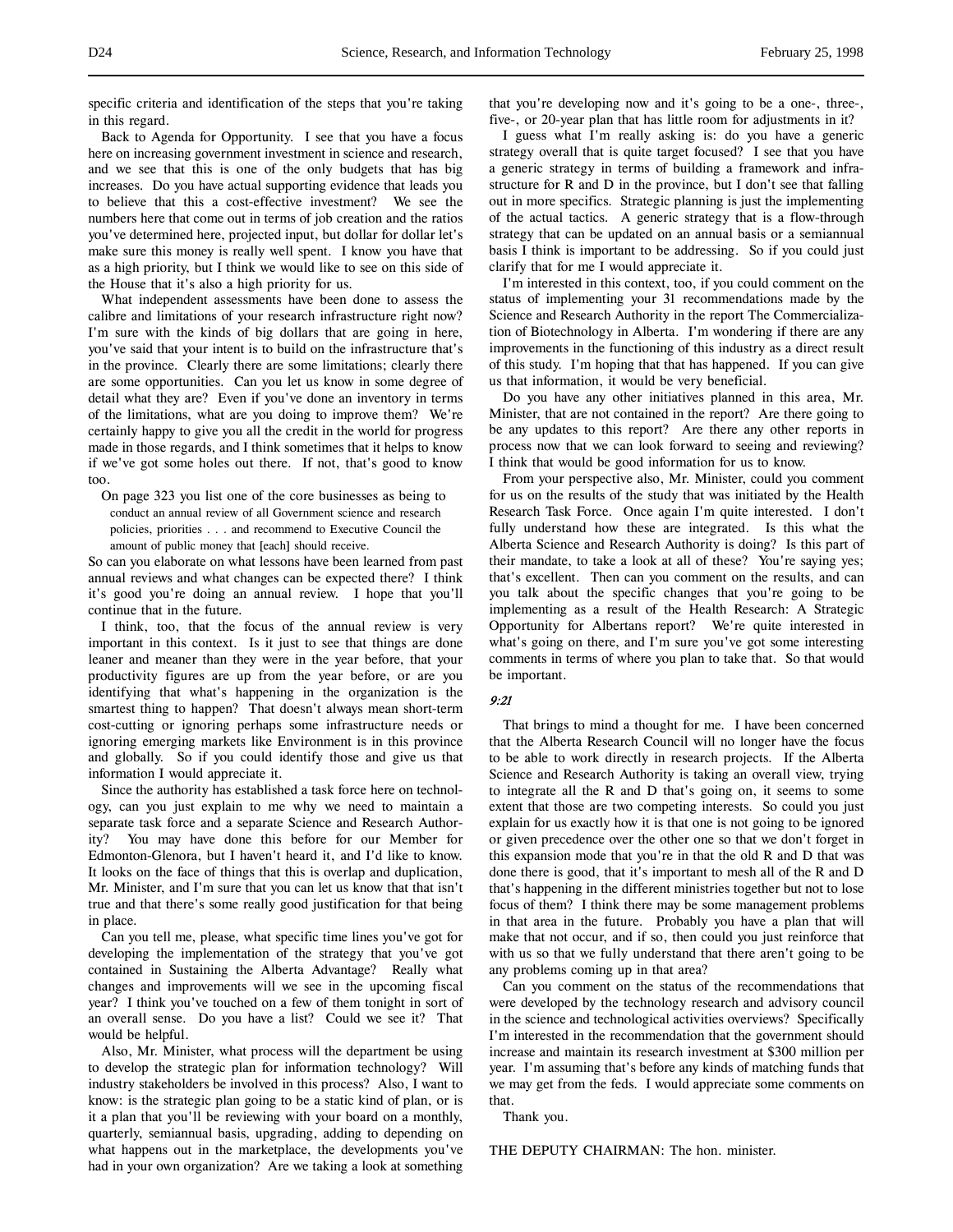specific criteria and identification of the steps that you're taking in this regard.

Back to Agenda for Opportunity. I see that you have a focus here on increasing government investment in science and research, and we see that this is one of the only budgets that has big increases. Do you have actual supporting evidence that leads you to believe that this a cost-effective investment? We see the numbers here that come out in terms of job creation and the ratios you've determined here, projected input, but dollar for dollar let's make sure this money is really well spent. I know you have that as a high priority, but I think we would like to see on this side of the House that it's also a high priority for us.

What independent assessments have been done to assess the calibre and limitations of your research infrastructure right now? I'm sure with the kinds of big dollars that are going in here, you've said that your intent is to build on the infrastructure that's in the province. Clearly there are some limitations; clearly there are some opportunities. Can you let us know in some degree of detail what they are? Even if you've done an inventory in terms of the limitations, what are you doing to improve them? We're certainly happy to give you all the credit in the world for progress made in those regards, and I think sometimes that it helps to know if we've got some holes out there. If not, that's good to know too.

On page 323 you list one of the core businesses as being to

> conduct an annual review of all Government science and research policies, priorities . . . and recommend to Executive Council the amount of public money that [each] should receive.

So can you elaborate on what lessons have been learned from past annual reviews and what changes can be expected there? I think it's good you're doing an annual review. I hope that you'll continue that in the future.

I think, too, that the focus of the annual review is very important in this context. Is it just to see that things are done leaner and meaner than they were in the year before, that your productivity figures are up from the year before, or are you identifying that what's happening in the organization is the smartest thing to happen? That doesn't always mean short-term cost-cutting or ignoring perhaps some infrastructure needs or ignoring emerging markets like Environment is in this province and globally. So if you could identify those and give us that information I would appreciate it.

Since the authority has established a task force here on technology, can you just explain to me why we need to maintain a separate task force and a separate Science and Research Authority? You may have done this before for our Member for Edmonton-Glenora, but I haven't heard it, and I'd like to know. It looks on the face of things that this is overlap and duplication, Mr. Minister, and I'm sure that you can let us know that that isn't true and that there's some really good justification for that being in place.

Can you tell me, please, what specific time lines you've got for developing the implementation of the strategy that you've got contained in Sustaining the Alberta Advantage? Really what changes and improvements will we see in the upcoming fiscal year? I think you've touched on a few of them tonight in sort of an overall sense. Do you have a list? Could we see it? That would be helpful.

Also, Mr. Minister, what process will the department be using to develop the strategic plan for information technology? Will industry stakeholders be involved in this process? Also, I want to know: is the strategic plan going to be a static kind of plan, or is it a plan that you'll be reviewing with your board on a monthly, quarterly, semiannual basis, upgrading, adding to depending on what happens out in the marketplace, the developments you've had in your own organization? Are we taking a look at something that you're developing now and it's going to be a one-, three-, five-, or 20-year plan that has little room for adjustments in it?

I guess what I'm really asking is: do you have a generic strategy overall that is quite target focused? I see that you have a generic strategy in terms of building a framework and infrastructure for R and D in the province, but I don't see that falling out in more specifics. Strategic planning is just the implementing of the actual tactics. A generic strategy that is a flow-through strategy that can be updated on an annual basis or a semiannual basis I think is important to be addressing. So if you could just clarify that for me I would appreciate it.

I'm interested in this context, too, if you could comment on the status of implementing your 31 recommendations made by the Science and Research Authority in the report The Commercialization of Biotechnology in Alberta. I'm wondering if there are any improvements in the functioning of this industry as a direct result of this study. I'm hoping that that has happened. If you can give us that information, it would be very beneficial.

Do you have any other initiatives planned in this area, Mr. Minister, that are not contained in the report? Are there going to be any updates to this report? Are there any other reports in process now that we can look forward to seeing and reviewing? I think that would be good information for us to know.

From your perspective also, Mr. Minister, could you comment for us on the results of the study that was initiated by the Health Research Task Force. Once again I'm quite interested. I don't fully understand how these are integrated. Is this what the Alberta Science and Research Authority is doing? Is this part of their mandate, to take a look at all of these? You're saying yes; that's excellent. Then can you comment on the results, and can you talk about the specific changes that you're going to be implementing as a result of the Health Research: A Strategic Opportunity for Albertans report? We're quite interested in what's going on there, and I'm sure you've got some interesting comments in terms of where you plan to take that. So that would be important.

*9:21*

That brings to mind a thought for me. I have been concerned that the Alberta Research Council will no longer have the focus to be able to work directly in research projects. If the Alberta Science and Research Authority is taking an overall view, trying to integrate all the R and D that's going on, it seems to some extent that those are two competing interests. So could you just explain for us exactly how it is that one is not going to be ignored or given precedence over the other one so that we don't forget in this expansion mode that you're in that the old R and D that was done there is good, that it's important to mesh all of the R and D that's happening in the different ministries together but not to lose focus of them? I think there may be some management problems in that area in the future. Probably you have a plan that will make that not occur, and if so, then could you just reinforce that with us so that we fully understand that there aren't going to be any problems coming up in that area?

Can you comment on the status of the recommendations that were developed by the technology research and advisory council in the science and technological activities overviews? Specifically I'm interested in the recommendation that the government should increase and maintain its research investment at $300 million per year. I'm assuming that's before any kinds of matching funds that we may get from the feds. I would appreciate some comments on that.

Thank you.

THE DEPUTY CHAIRMAN: The hon. minister.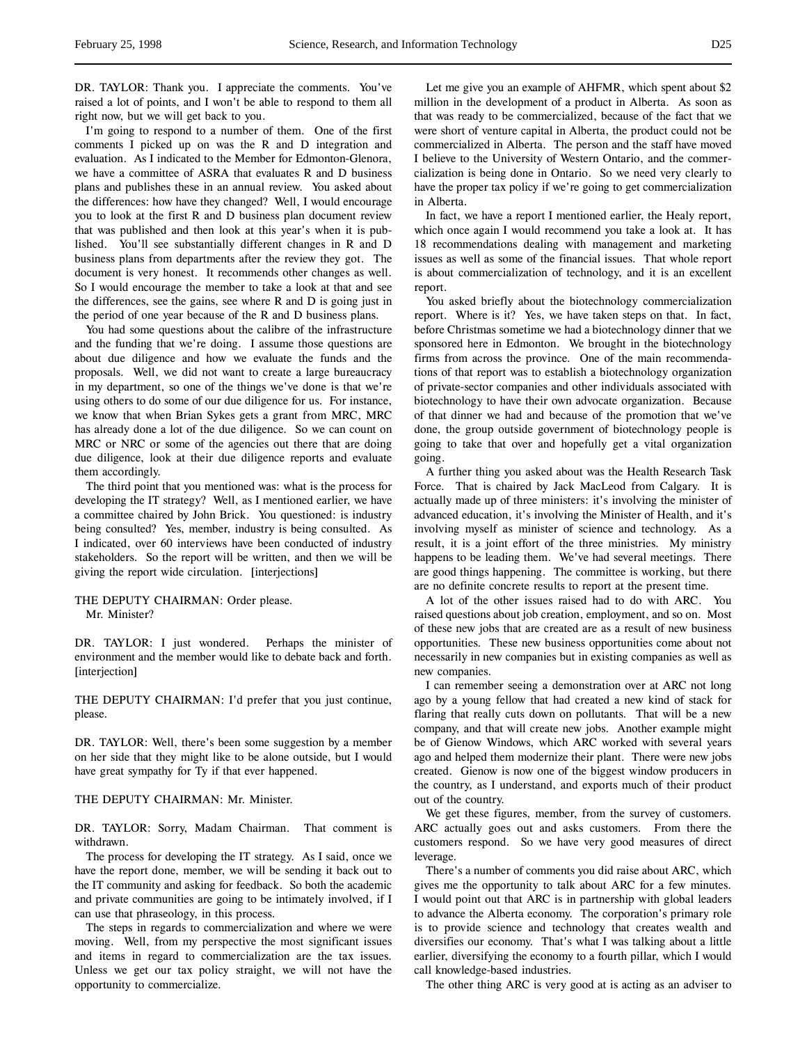DR. TAYLOR: Thank you. I appreciate the comments. You've raised a lot of points, and I won't be able to respond to them all right now, but we will get back to you.

I'm going to respond to a number of them. One of the first comments I picked up on was the R and D integration and evaluation. As I indicated to the Member for Edmonton-Glenora, we have a committee of ASRA that evaluates R and D business plans and publishes these in an annual review. You asked about the differences: how have they changed? Well, I would encourage you to look at the first R and D business plan document review that was published and then look at this year's when it is published. You'll see substantially different changes in R and D business plans from departments after the review they got. The document is very honest. It recommends other changes as well. So I would encourage the member to take a look at that and see the differences, see the gains, see where R and D is going just in the period of one year because of the R and D business plans.

You had some questions about the calibre of the infrastructure and the funding that we're doing. I assume those questions are about due diligence and how we evaluate the funds and the proposals. Well, we did not want to create a large bureaucracy in my department, so one of the things we've done is that we're using others to do some of our due diligence for us. For instance, we know that when Brian Sykes gets a grant from MRC, MRC has already done a lot of the due diligence. So we can count on MRC or NRC or some of the agencies out there that are doing due diligence, look at their due diligence reports and evaluate them accordingly.

The third point that you mentioned was: what is the process for developing the IT strategy? Well, as I mentioned earlier, we have a committee chaired by John Brick. You questioned: is industry being consulted? Yes, member, industry is being consulted. As I indicated, over 60 interviews have been conducted of industry stakeholders. So the report will be written, and then we will be giving the report wide circulation. [interjections]

THE DEPUTY CHAIRMAN: Order please.
Mr. Minister?

DR. TAYLOR: I just wondered. Perhaps the minister of environment and the member would like to debate back and forth. [interjection]

THE DEPUTY CHAIRMAN: I'd prefer that you just continue, please.

DR. TAYLOR: Well, there's been some suggestion by a member on her side that they might like to be alone outside, but I would have great sympathy for Ty if that ever happened.

THE DEPUTY CHAIRMAN: Mr. Minister.

DR. TAYLOR: Sorry, Madam Chairman. That comment is withdrawn.

The process for developing the IT strategy. As I said, once we have the report done, member, we will be sending it back out to the IT community and asking for feedback. So both the academic and private communities are going to be intimately involved, if I can use that phraseology, in this process.

The steps in regards to commercialization and where we were moving. Well, from my perspective the most significant issues and items in regard to commercialization are the tax issues. Unless we get our tax policy straight, we will not have the opportunity to commercialize.

Let me give you an example of AHFMR, which spent about $2 million in the development of a product in Alberta. As soon as that was ready to be commercialized, because of the fact that we were short of venture capital in Alberta, the product could not be commercialized in Alberta. The person and the staff have moved I believe to the University of Western Ontario, and the commercialization is being done in Ontario. So we need very clearly to have the proper tax policy if we're going to get commercialization in Alberta.

In fact, we have a report I mentioned earlier, the Healy report, which once again I would recommend you take a look at. It has 18 recommendations dealing with management and marketing issues as well as some of the financial issues. That whole report is about commercialization of technology, and it is an excellent report.

You asked briefly about the biotechnology commercialization report. Where is it? Yes, we have taken steps on that. In fact, before Christmas sometime we had a biotechnology dinner that we sponsored here in Edmonton. We brought in the biotechnology firms from across the province. One of the main recommendations of that report was to establish a biotechnology organization of private-sector companies and other individuals associated with biotechnology to have their own advocate organization. Because of that dinner we had and because of the promotion that we've done, the group outside government of biotechnology people is going to take that over and hopefully get a vital organization going.

A further thing you asked about was the Health Research Task Force. That is chaired by Jack MacLeod from Calgary. It is actually made up of three ministers: it's involving the minister of advanced education, it's involving the Minister of Health, and it's involving myself as minister of science and technology. As a result, it is a joint effort of the three ministries. My ministry happens to be leading them. We've had several meetings. There are good things happening. The committee is working, but there are no definite concrete results to report at the present time.

A lot of the other issues raised had to do with ARC. You raised questions about job creation, employment, and so on. Most of these new jobs that are created are as a result of new business opportunities. These new business opportunities come about not necessarily in new companies but in existing companies as well as new companies.

I can remember seeing a demonstration over at ARC not long ago by a young fellow that had created a new kind of stack for flaring that really cuts down on pollutants. That will be a new company, and that will create new jobs. Another example might be of Gienow Windows, which ARC worked with several years ago and helped them modernize their plant. There were new jobs created. Gienow is now one of the biggest window producers in the country, as I understand, and exports much of their product out of the country.

We get these figures, member, from the survey of customers. ARC actually goes out and asks customers. From there the customers respond. So we have very good measures of direct leverage.

There's a number of comments you did raise about ARC, which gives me the opportunity to talk about ARC for a few minutes. I would point out that ARC is in partnership with global leaders to advance the Alberta economy. The corporation's primary role is to provide science and technology that creates wealth and diversifies our economy. That's what I was talking about a little earlier, diversifying the economy to a fourth pillar, which I would call knowledge-based industries.

The other thing ARC is very good at is acting as an adviser to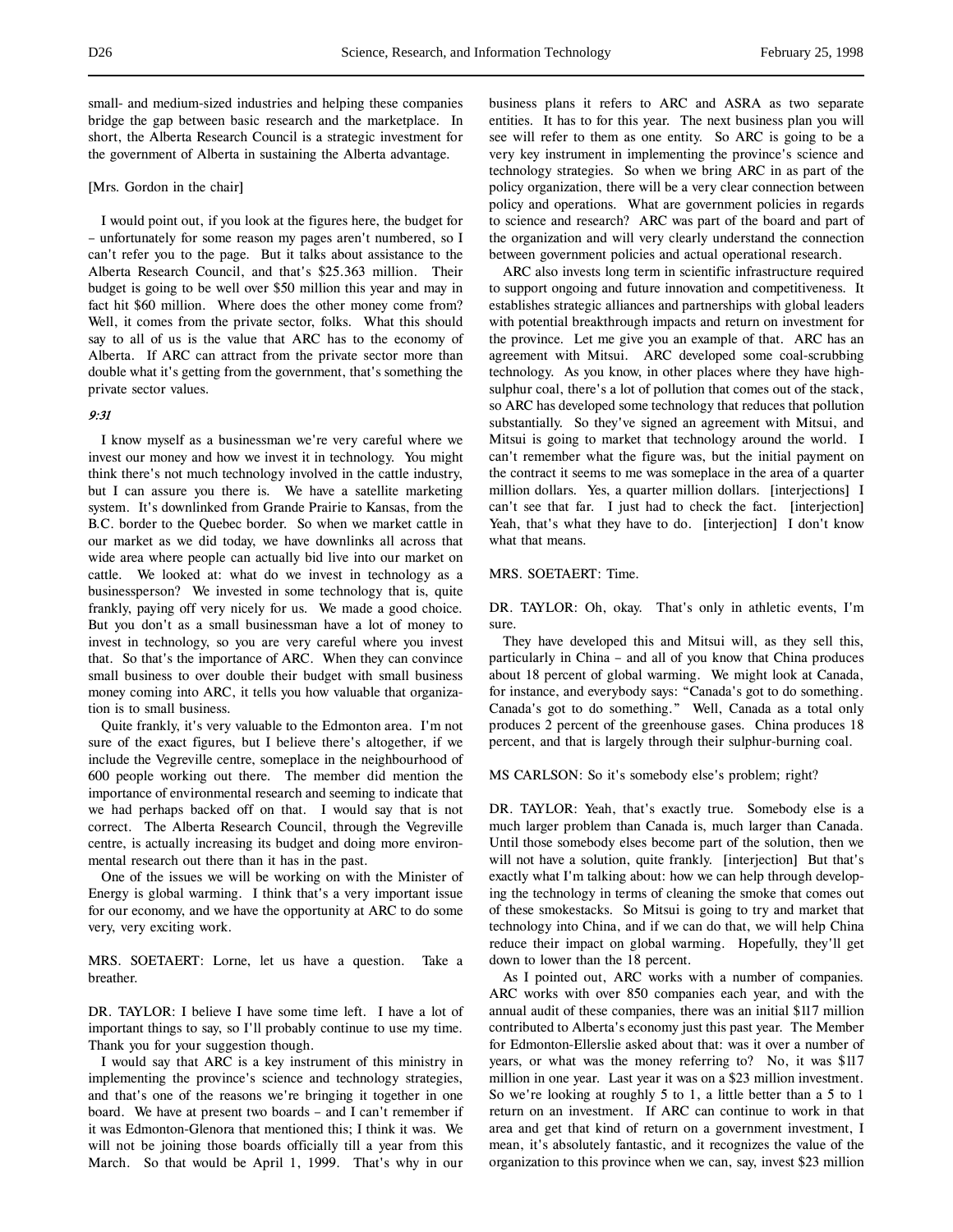small- and medium-sized industries and helping these companies bridge the gap between basic research and the marketplace. In short, the Alberta Research Council is a strategic investment for the government of Alberta in sustaining the Alberta advantage.

[Mrs. Gordon in the chair]

I would point out, if you look at the figures here, the budget for – unfortunately for some reason my pages aren't numbered, so I can't refer you to the page. But it talks about assistance to the Alberta Research Council, and that's $25.363 million. Their budget is going to be well over $50 million this year and may in fact hit $60 million. Where does the other money come from? Well, it comes from the private sector, folks. What this should say to all of us is the value that ARC has to the economy of Alberta. If ARC can attract from the private sector more than double what it's getting from the government, that's something the private sector values.

*9:31*

I know myself as a businessman we're very careful where we invest our money and how we invest it in technology. You might think there's not much technology involved in the cattle industry, but I can assure you there is. We have a satellite marketing system. It's downlinked from Grande Prairie to Kansas, from the B.C. border to the Quebec border. So when we market cattle in our market as we did today, we have downlinks all across that wide area where people can actually bid live into our market on cattle. We looked at: what do we invest in technology as a businessperson? We invested in some technology that is, quite frankly, paying off very nicely for us. We made a good choice. But you don't as a small businessman have a lot of money to invest in technology, so you are very careful where you invest that. So that's the importance of ARC. When they can convince small business to over double their budget with small business money coming into ARC, it tells you how valuable that organization is to small business.

Quite frankly, it's very valuable to the Edmonton area. I'm not sure of the exact figures, but I believe there's altogether, if we include the Vegreville centre, someplace in the neighbourhood of 600 people working out there. The member did mention the importance of environmental research and seeming to indicate that we had perhaps backed off on that. I would say that is not correct. The Alberta Research Council, through the Vegreville centre, is actually increasing its budget and doing more environmental research out there than it has in the past.

One of the issues we will be working on with the Minister of Energy is global warming. I think that's a very important issue for our economy, and we have the opportunity at ARC to do some very, very exciting work.

MRS. SOETAERT: Lorne, let us have a question. Take a breather.

DR. TAYLOR: I believe I have some time left. I have a lot of important things to say, so I'll probably continue to use my time. Thank you for your suggestion though.

I would say that ARC is a key instrument of this ministry in implementing the province's science and technology strategies, and that's one of the reasons we're bringing it together in one board. We have at present two boards – and I can't remember if it was Edmonton-Glenora that mentioned this; I think it was. We will not be joining those boards officially till a year from this March. So that would be April 1, 1999. That's why in our business plans it refers to ARC and ASRA as two separate entities. It has to for this year. The next business plan you will see will refer to them as one entity. So ARC is going to be a very key instrument in implementing the province's science and technology strategies. So when we bring ARC in as part of the policy organization, there will be a very clear connection between policy and operations. What are government policies in regards to science and research? ARC was part of the board and part of the organization and will very clearly understand the connection between government policies and actual operational research.

ARC also invests long term in scientific infrastructure required to support ongoing and future innovation and competitiveness. It establishes strategic alliances and partnerships with global leaders with potential breakthrough impacts and return on investment for the province. Let me give you an example of that. ARC has an agreement with Mitsui. ARC developed some coal-scrubbing technology. As you know, in other places where they have high-sulphur coal, there's a lot of pollution that comes out of the stack, so ARC has developed some technology that reduces that pollution substantially. So they've signed an agreement with Mitsui, and Mitsui is going to market that technology around the world. I can't remember what the figure was, but the initial payment on the contract it seems to me was someplace in the area of a quarter million dollars. Yes, a quarter million dollars. [interjections] I can't see that far. I just had to check the fact. [interjection] Yeah, that's what they have to do. [interjection] I don't know what that means.

MRS. SOETAERT: Time.

DR. TAYLOR: Oh, okay. That's only in athletic events, I'm sure.

They have developed this and Mitsui will, as they sell this, particularly in China – and all of you know that China produces about 18 percent of global warming. We might look at Canada, for instance, and everybody says: "Canada's got to do something. Canada's got to do something." Well, Canada as a total only produces 2 percent of the greenhouse gases. China produces 18 percent, and that is largely through their sulphur-burning coal.

MS CARLSON: So it's somebody else's problem; right?

DR. TAYLOR: Yeah, that's exactly true. Somebody else is a much larger problem than Canada is, much larger than Canada. Until those somebody elses become part of the solution, then we will not have a solution, quite frankly. [interjection] But that's exactly what I'm talking about: how we can help through developing the technology in terms of cleaning the smoke that comes out of these smokestacks. So Mitsui is going to try and market that technology into China, and if we can do that, we will help China reduce their impact on global warming. Hopefully, they'll get down to lower than the 18 percent.

As I pointed out, ARC works with a number of companies. ARC works with over 850 companies each year, and with the annual audit of these companies, there was an initial $117 million contributed to Alberta's economy just this past year. The Member for Edmonton-Ellerslie asked about that: was it over a number of years, or what was the money referring to? No, it was $117 million in one year. Last year it was on a $23 million investment. So we're looking at roughly 5 to 1, a little better than a 5 to 1 return on an investment. If ARC can continue to work in that area and get that kind of return on a government investment, I mean, it's absolutely fantastic, and it recognizes the value of the organization to this province when we can, say, invest $23 million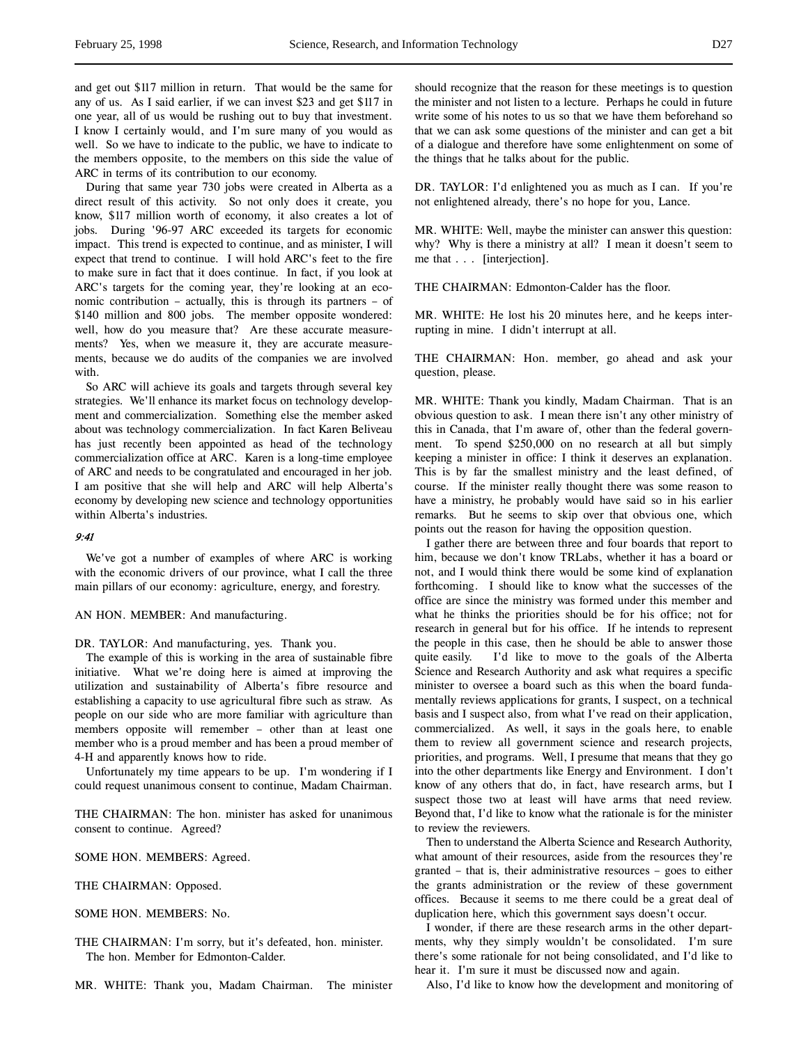and get out $117 million in return. That would be the same for any of us. As I said earlier, if we can invest $23 and get $117 in one year, all of us would be rushing out to buy that investment. I know I certainly would, and I'm sure many of you would as well. So we have to indicate to the public, we have to indicate to the members opposite, to the members on this side the value of ARC in terms of its contribution to our economy.

During that same year 730 jobs were created in Alberta as a direct result of this activity. So not only does it create, you know, $117 million worth of economy, it also creates a lot of jobs. During '96-97 ARC exceeded its targets for economic impact. This trend is expected to continue, and as minister, I will expect that trend to continue. I will hold ARC's feet to the fire to make sure in fact that it does continue. In fact, if you look at ARC's targets for the coming year, they're looking at an economic contribution – actually, this is through its partners – of $140 million and 800 jobs. The member opposite wondered: well, how do you measure that? Are these accurate measurements? Yes, when we measure it, they are accurate measurements, because we do audits of the companies we are involved with.

So ARC will achieve its goals and targets through several key strategies. We'll enhance its market focus on technology development and commercialization. Something else the member asked about was technology commercialization. In fact Karen Beliveau has just recently been appointed as head of the technology commercialization office at ARC. Karen is a long-time employee of ARC and needs to be congratulated and encouraged in her job. I am positive that she will help and ARC will help Alberta's economy by developing new science and technology opportunities within Alberta's industries.

*9:41*

We've got a number of examples of where ARC is working with the economic drivers of our province, what I call the three main pillars of our economy: agriculture, energy, and forestry.

AN HON. MEMBER: And manufacturing.

DR. TAYLOR: And manufacturing, yes. Thank you.

The example of this is working in the area of sustainable fibre initiative. What we're doing here is aimed at improving the utilization and sustainability of Alberta's fibre resource and establishing a capacity to use agricultural fibre such as straw. As people on our side who are more familiar with agriculture than members opposite will remember – other than at least one member who is a proud member and has been a proud member of 4-H and apparently knows how to ride.

Unfortunately my time appears to be up. I'm wondering if I could request unanimous consent to continue, Madam Chairman.

THE CHAIRMAN: The hon. minister has asked for unanimous consent to continue. Agreed?

SOME HON. MEMBERS: Agreed.

THE CHAIRMAN: Opposed.

SOME HON. MEMBERS: No.

THE CHAIRMAN: I'm sorry, but it's defeated, hon. minister. The hon. Member for Edmonton-Calder.

MR. WHITE: Thank you, Madam Chairman. The minister should recognize that the reason for these meetings is to question the minister and not listen to a lecture. Perhaps he could in future write some of his notes to us so that we have them beforehand so that we can ask some questions of the minister and can get a bit of a dialogue and therefore have some enlightenment on some of the things that he talks about for the public.

DR. TAYLOR: I'd enlightened you as much as I can. If you're not enlightened already, there's no hope for you, Lance.

MR. WHITE: Well, maybe the minister can answer this question: why? Why is there a ministry at all? I mean it doesn't seem to me that . . . [interjection].

THE CHAIRMAN: Edmonton-Calder has the floor.

MR. WHITE: He lost his 20 minutes here, and he keeps interrupting in mine. I didn't interrupt at all.

THE CHAIRMAN: Hon. member, go ahead and ask your question, please.

MR. WHITE: Thank you kindly, Madam Chairman. That is an obvious question to ask. I mean there isn't any other ministry of this in Canada, that I'm aware of, other than the federal government. To spend $250,000 on no research at all but simply keeping a minister in office: I think it deserves an explanation. This is by far the smallest ministry and the least defined, of course. If the minister really thought there was some reason to have a ministry, he probably would have said so in his earlier remarks. But he seems to skip over that obvious one, which points out the reason for having the opposition question.

I gather there are between three and four boards that report to him, because we don't know TRLabs, whether it has a board or not, and I would think there would be some kind of explanation forthcoming. I should like to know what the successes of the office are since the ministry was formed under this member and what he thinks the priorities should be for his office; not for research in general but for his office. If he intends to represent the people in this case, then he should be able to answer those quite easily. I'd like to move to the goals of the Alberta Science and Research Authority and ask what requires a specific minister to oversee a board such as this when the board fundamentally reviews applications for grants, I suspect, on a technical basis and I suspect also, from what I've read on their application, commercialized. As well, it says in the goals here, to enable them to review all government science and research projects, priorities, and programs. Well, I presume that means that they go into the other departments like Energy and Environment. I don't know of any others that do, in fact, have research arms, but I suspect those two at least will have arms that need review. Beyond that, I'd like to know what the rationale is for the minister to review the reviewers.

Then to understand the Alberta Science and Research Authority, what amount of their resources, aside from the resources they're granted – that is, their administrative resources – goes to either the grants administration or the review of these government offices. Because it seems to me there could be a great deal of duplication here, which this government says doesn't occur.

I wonder, if there are these research arms in the other departments, why they simply wouldn't be consolidated. I'm sure there's some rationale for not being consolidated, and I'd like to hear it. I'm sure it must be discussed now and again.

Also, I'd like to know how the development and monitoring of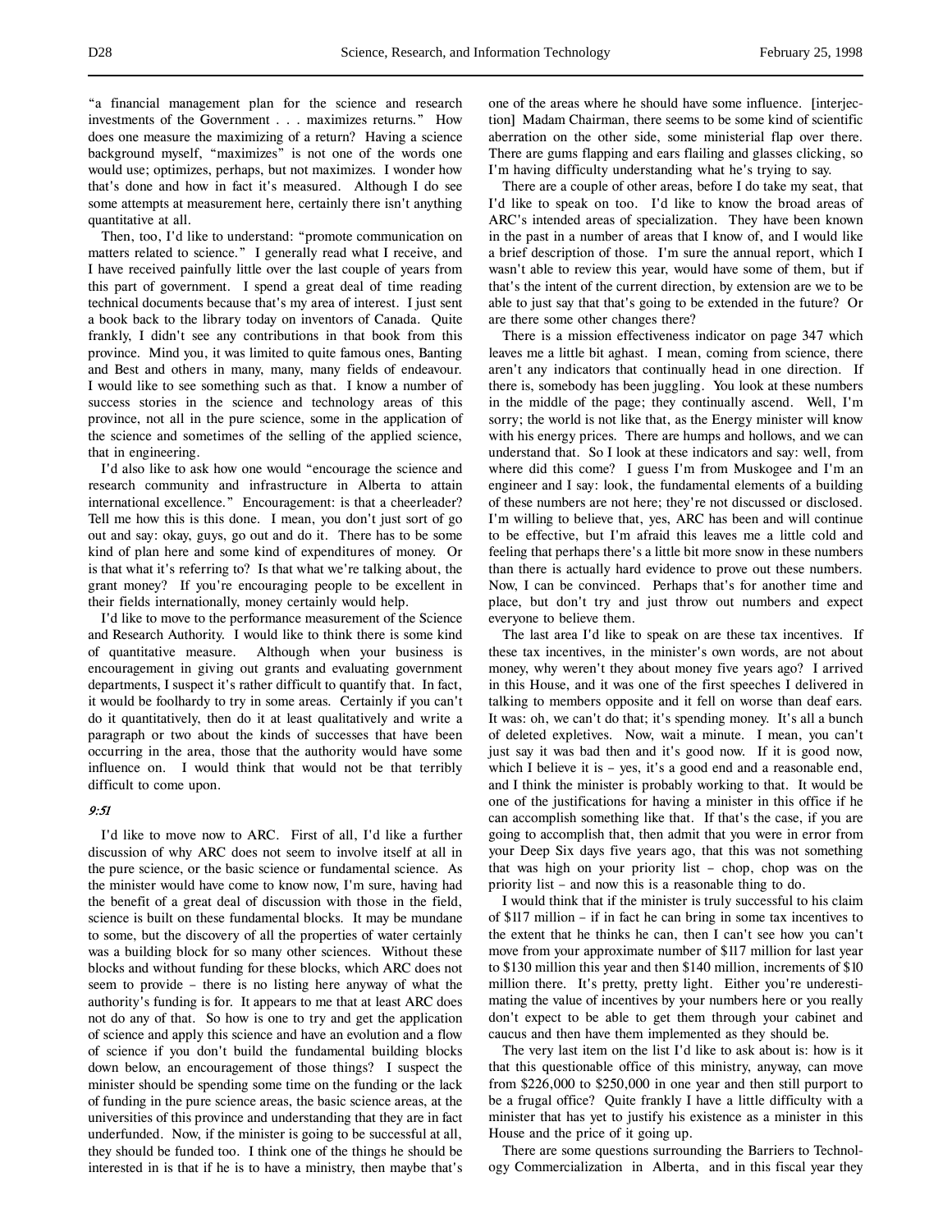"a financial management plan for the science and research investments of the Government . . . maximizes returns." How does one measure the maximizing of a return? Having a science background myself, "maximizes" is not one of the words one would use; optimizes, perhaps, but not maximizes. I wonder how that's done and how in fact it's measured. Although I do see some attempts at measurement here, certainly there isn't anything quantitative at all.

Then, too, I'd like to understand: "promote communication on matters related to science." I generally read what I receive, and I have received painfully little over the last couple of years from this part of government. I spend a great deal of time reading technical documents because that's my area of interest. I just sent a book back to the library today on inventors of Canada. Quite frankly, I didn't see any contributions in that book from this province. Mind you, it was limited to quite famous ones, Banting and Best and others in many, many, many fields of endeavour. I would like to see something such as that. I know a number of success stories in the science and technology areas of this province, not all in the pure science, some in the application of the science and sometimes of the selling of the applied science, that in engineering.

I'd also like to ask how one would "encourage the science and research community and infrastructure in Alberta to attain international excellence." Encouragement: is that a cheerleader? Tell me how this is this done. I mean, you don't just sort of go out and say: okay, guys, go out and do it. There has to be some kind of plan here and some kind of expenditures of money. Or is that what it's referring to? Is that what we're talking about, the grant money? If you're encouraging people to be excellent in their fields internationally, money certainly would help.

I'd like to move to the performance measurement of the Science and Research Authority. I would like to think there is some kind of quantitative measure. Although when your business is encouragement in giving out grants and evaluating government departments, I suspect it's rather difficult to quantify that. In fact, it would be foolhardy to try in some areas. Certainly if you can't do it quantitatively, then do it at least qualitatively and write a paragraph or two about the kinds of successes that have been occurring in the area, those that the authority would have some influence on. I would think that would not be that terribly difficult to come upon.

*9:51*

I'd like to move now to ARC. First of all, I'd like a further discussion of why ARC does not seem to involve itself at all in the pure science, or the basic science or fundamental science. As the minister would have come to know now, I'm sure, having had the benefit of a great deal of discussion with those in the field, science is built on these fundamental blocks. It may be mundane to some, but the discovery of all the properties of water certainly was a building block for so many other sciences. Without these blocks and without funding for these blocks, which ARC does not seem to provide – there is no listing here anyway of what the authority's funding is for. It appears to me that at least ARC does not do any of that. So how is one to try and get the application of science and apply this science and have an evolution and a flow of science if you don't build the fundamental building blocks down below, an encouragement of those things? I suspect the minister should be spending some time on the funding or the lack of funding in the pure science areas, the basic science areas, at the universities of this province and understanding that they are in fact underfunded. Now, if the minister is going to be successful at all, they should be funded too. I think one of the things he should be interested in is that if he is to have a ministry, then maybe that's one of the areas where he should have some influence. [interjection] Madam Chairman, there seems to be some kind of scientific aberration on the other side, some ministerial flap over there. There are gums flapping and ears flailing and glasses clicking, so I'm having difficulty understanding what he's trying to say.

There are a couple of other areas, before I do take my seat, that I'd like to speak on too. I'd like to know the broad areas of ARC's intended areas of specialization. They have been known in the past in a number of areas that I know of, and I would like a brief description of those. I'm sure the annual report, which I wasn't able to review this year, would have some of them, but if that's the intent of the current direction, by extension are we to be able to just say that that's going to be extended in the future? Or are there some other changes there?

There is a mission effectiveness indicator on page 347 which leaves me a little bit aghast. I mean, coming from science, there aren't any indicators that continually head in one direction. If there is, somebody has been juggling. You look at these numbers in the middle of the page; they continually ascend. Well, I'm sorry; the world is not like that, as the Energy minister will know with his energy prices. There are humps and hollows, and we can understand that. So I look at these indicators and say: well, from where did this come? I guess I'm from Muskogee and I'm an engineer and I say: look, the fundamental elements of a building of these numbers are not here; they're not discussed or disclosed. I'm willing to believe that, yes, ARC has been and will continue to be effective, but I'm afraid this leaves me a little cold and feeling that perhaps there's a little bit more snow in these numbers than there is actually hard evidence to prove out these numbers. Now, I can be convinced. Perhaps that's for another time and place, but don't try and just throw out numbers and expect everyone to believe them.

The last area I'd like to speak on are these tax incentives. If these tax incentives, in the minister's own words, are not about money, why weren't they about money five years ago? I arrived in this House, and it was one of the first speeches I delivered in talking to members opposite and it fell on worse than deaf ears. It was: oh, we can't do that; it's spending money. It's all a bunch of deleted expletives. Now, wait a minute. I mean, you can't just say it was bad then and it's good now. If it is good now, which I believe it is – yes, it's a good end and a reasonable end, and I think the minister is probably working to that. It would be one of the justifications for having a minister in this office if he can accomplish something like that. If that's the case, if you are going to accomplish that, then admit that you were in error from your Deep Six days five years ago, that this was not something that was high on your priority list – chop, chop was on the priority list – and now this is a reasonable thing to do.

I would think that if the minister is truly successful to his claim of $117 million – if in fact he can bring in some tax incentives to the extent that he thinks he can, then I can't see how you can't move from your approximate number of $117 million for last year to $130 million this year and then $140 million, increments of $10 million there. It's pretty, pretty light. Either you're underestimating the value of incentives by your numbers here or you really don't expect to be able to get them through your cabinet and caucus and then have them implemented as they should be.

The very last item on the list I'd like to ask about is: how is it that this questionable office of this ministry, anyway, can move from $226,000 to $250,000 in one year and then still purport to be a frugal office? Quite frankly I have a little difficulty with a minister that has yet to justify his existence as a minister in this House and the price of it going up.

There are some questions surrounding the Barriers to Technology Commercialization in Alberta, and in this fiscal year they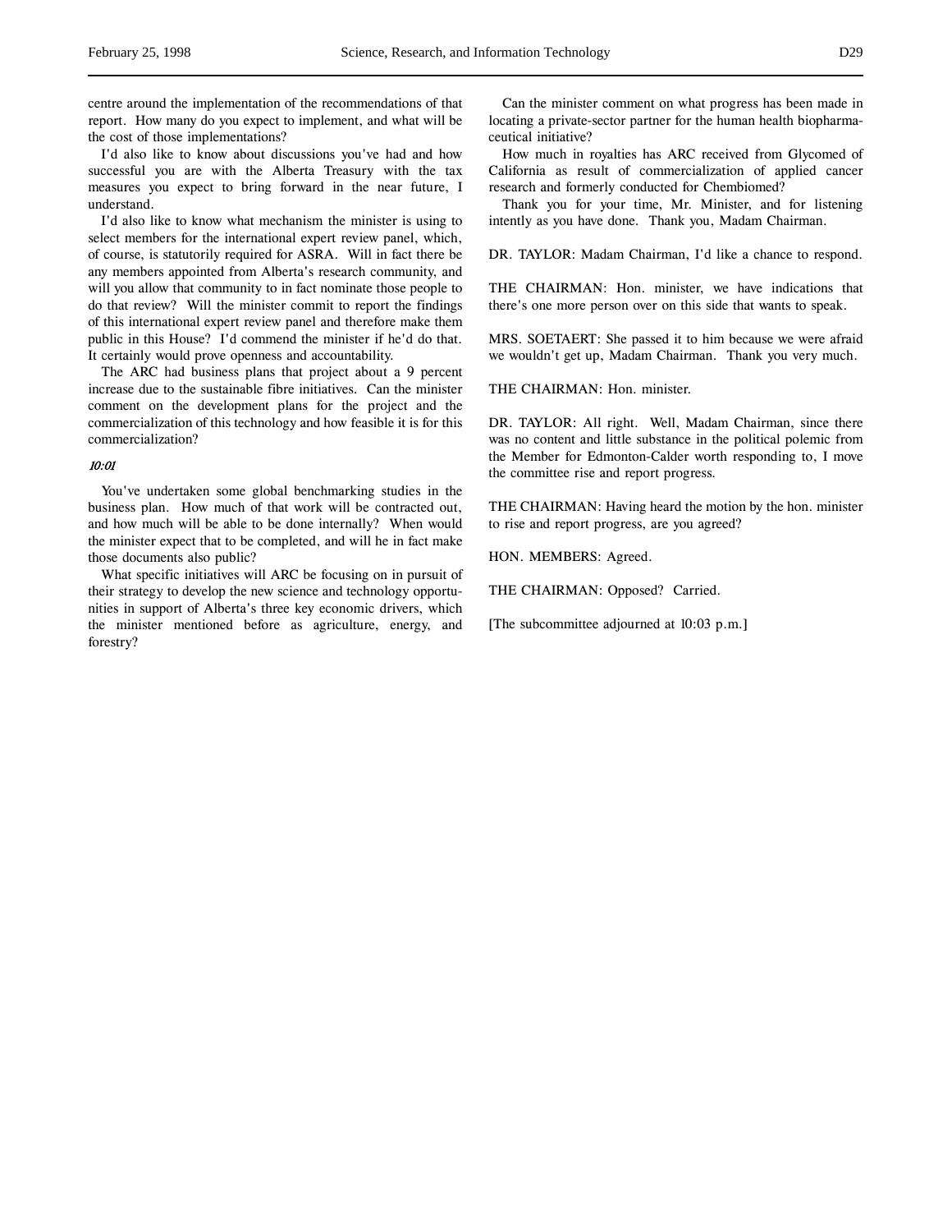centre around the implementation of the recommendations of that report. How many do you expect to implement, and what will be the cost of those implementations?

I'd also like to know about discussions you've had and how successful you are with the Alberta Treasury with the tax measures you expect to bring forward in the near future, I understand.

I'd also like to know what mechanism the minister is using to select members for the international expert review panel, which, of course, is statutorily required for ASRA. Will in fact there be any members appointed from Alberta's research community, and will you allow that community to in fact nominate those people to do that review? Will the minister commit to report the findings of this international expert review panel and therefore make them public in this House? I'd commend the minister if he'd do that. It certainly would prove openness and accountability.

The ARC had business plans that project about a 9 percent increase due to the sustainable fibre initiatives. Can the minister comment on the development plans for the project and the commercialization of this technology and how feasible it is for this commercialization?

*10:01*

You've undertaken some global benchmarking studies in the business plan. How much of that work will be contracted out, and how much will be able to be done internally? When would the minister expect that to be completed, and will he in fact make those documents also public?

What specific initiatives will ARC be focusing on in pursuit of their strategy to develop the new science and technology opportunities in support of Alberta's three key economic drivers, which the minister mentioned before as agriculture, energy, and forestry?

Can the minister comment on what progress has been made in locating a private-sector partner for the human health biopharmaceutical initiative?

How much in royalties has ARC received from Glycomed of California as result of commercialization of applied cancer research and formerly conducted for Chembiomed?

Thank you for your time, Mr. Minister, and for listening intently as you have done. Thank you, Madam Chairman.

DR. TAYLOR: Madam Chairman, I'd like a chance to respond.

THE CHAIRMAN: Hon. minister, we have indications that there's one more person over on this side that wants to speak.

MRS. SOETAERT: She passed it to him because we were afraid we wouldn't get up, Madam Chairman. Thank you very much.

THE CHAIRMAN: Hon. minister.

DR. TAYLOR: All right. Well, Madam Chairman, since there was no content and little substance in the political polemic from the Member for Edmonton-Calder worth responding to, I move the committee rise and report progress.

THE CHAIRMAN: Having heard the motion by the hon. minister to rise and report progress, are you agreed?

HON. MEMBERS: Agreed.

THE CHAIRMAN: Opposed? Carried.

[The subcommittee adjourned at 10:03 p.m.]